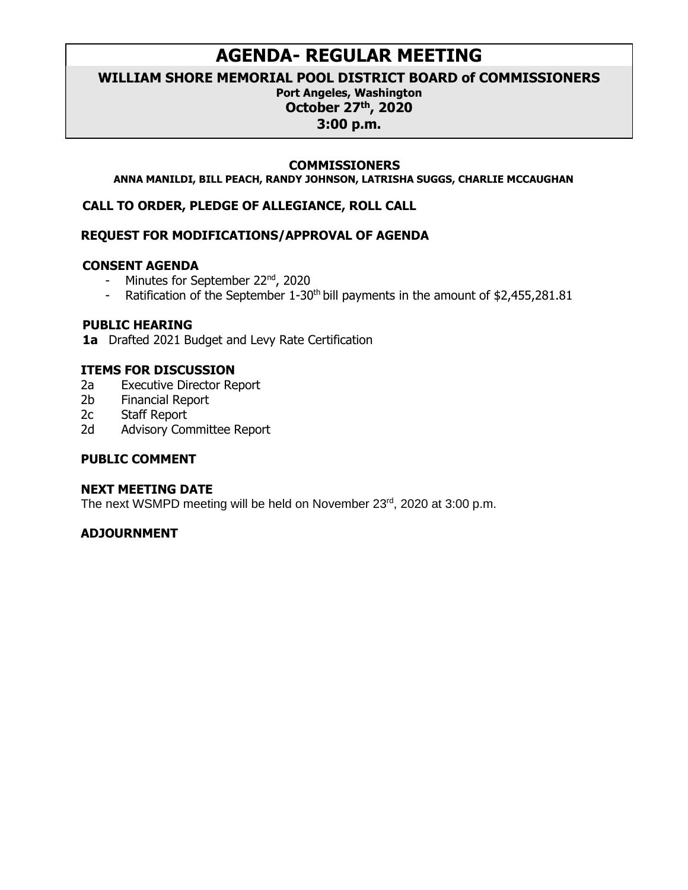# AGENDA- REGULAR MEETING

## WILLIAM SHORE MEMORIAL POOL DISTRICT BOARD of COMMISSIONERS

**Port Angeles, Washington**

**October 27th, 2020**

**3:00 p.m.**

### COMMISSIONERS

**ANNA MANILDI, BILL PEACH, RANDY JOHNSON, LATRISHA SUGGS, CHARLIE MCCAUGHAN**

### CALL TO ORDER, PLEDGE OF ALLEGIANCE, ROLL CALL

### REQUEST FOR MODIFICATIONS/APPROVAL OF AGENDA

### CONSENT AGENDA

- Minutes for September 22nd, 2020
- Ratification of the September 1-30th bill payments in the amount of $2,455,281.81

### PUBLIC HEARING

**1a** Drafted 2021 Budget and Levy Rate Certification

### ITEMS FOR DISCUSSION

2a Executive Director Report
2b Financial Report
2c Staff Report
2d Advisory Committee Report

### PUBLIC COMMENT

### NEXT MEETING DATE

The next WSMPD meeting will be held on November 23rd, 2020 at 3:00 p.m.

### ADJOURNMENT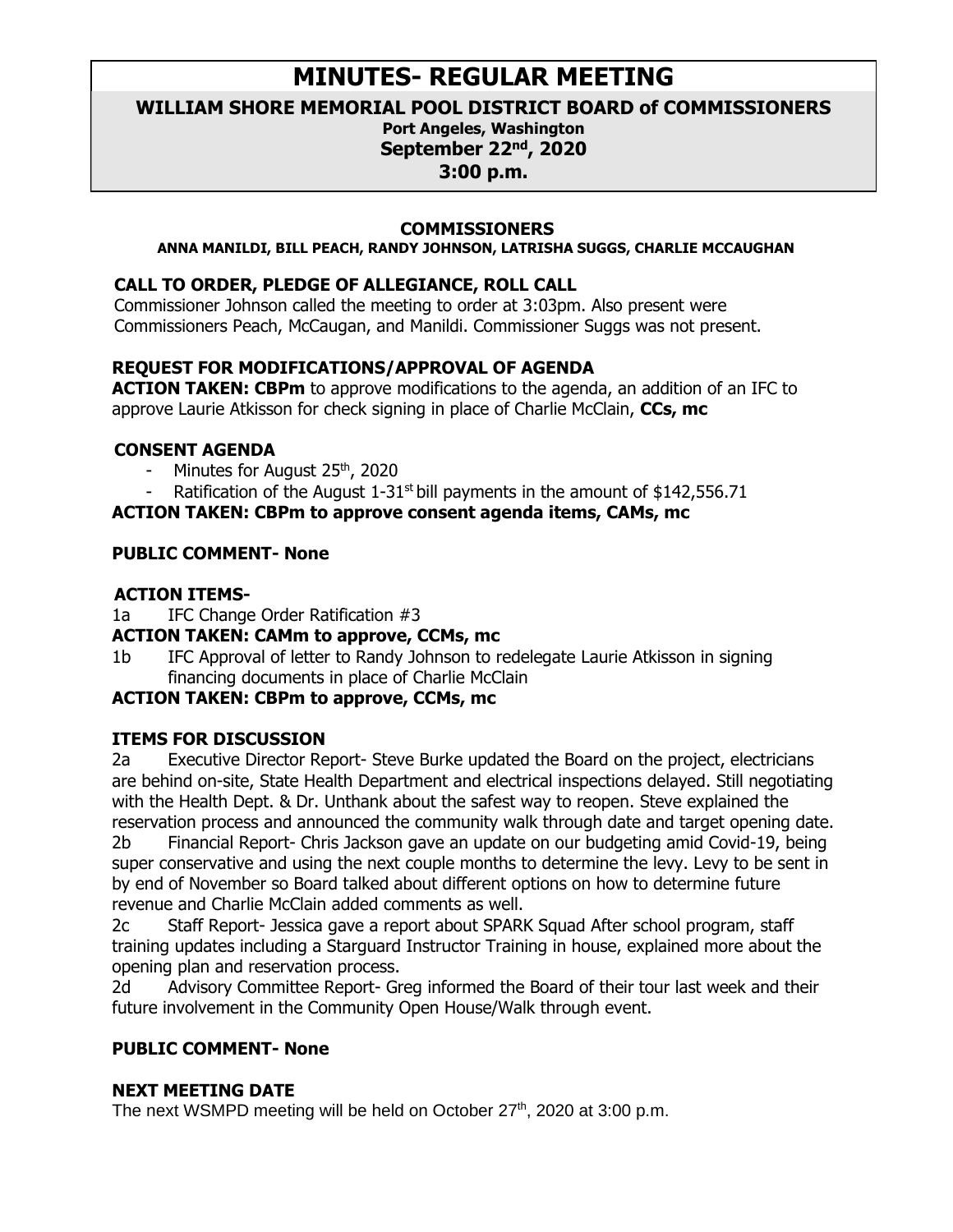# MINUTES- REGULAR MEETING

## WILLIAM SHORE MEMORIAL POOL DISTRICT BOARD of COMMISSIONERS

**Port Angeles, Washington**

**September 22nd, 2020**

**3:00 p.m.**

### COMMISSIONERS

**ANNA MANILDI, BILL PEACH, RANDY JOHNSON, LATRISHA SUGGS, CHARLIE MCCAUGHAN**

### CALL TO ORDER, PLEDGE OF ALLEGIANCE, ROLL CALL

Commissioner Johnson called the meeting to order at 3:03pm. Also present were Commissioners Peach, McCaugan, and Manildi. Commissioner Suggs was not present.

### REQUEST FOR MODIFICATIONS/APPROVAL OF AGENDA

**ACTION TAKEN: CBPm** to approve modifications to the agenda, an addition of an IFC to approve Laurie Atkisson for check signing in place of Charlie McClain, **CCs, mc**

### CONSENT AGENDA

- Minutes for August 25th, 2020
- Ratification of the August 1-31st bill payments in the amount of $142,556.71

**ACTION TAKEN: CBPm to approve consent agenda items, CAMs, mc**

### PUBLIC COMMENT- None

### ACTION ITEMS-

1a IFC Change Order Ratification #3

**ACTION TAKEN: CAMm to approve, CCMs, mc**

1b IFC Approval of letter to Randy Johnson to redelegate Laurie Atkisson in signing financing documents in place of Charlie McClain

**ACTION TAKEN: CBPm to approve, CCMs, mc**

### ITEMS FOR DISCUSSION

2a Executive Director Report- Steve Burke updated the Board on the project, electricians are behind on-site, State Health Department and electrical inspections delayed. Still negotiating with the Health Dept. & Dr. Unthank about the safest way to reopen. Steve explained the reservation process and announced the community walk through date and target opening date.

2b Financial Report- Chris Jackson gave an update on our budgeting amid Covid-19, being super conservative and using the next couple months to determine the levy. Levy to be sent in by end of November so Board talked about different options on how to determine future revenue and Charlie McClain added comments as well.

2c Staff Report- Jessica gave a report about SPARK Squad After school program, staff training updates including a Starguard Instructor Training in house, explained more about the opening plan and reservation process.

2d Advisory Committee Report- Greg informed the Board of their tour last week and their future involvement in the Community Open House/Walk through event.

### PUBLIC COMMENT- None

### NEXT MEETING DATE

The next WSMPD meeting will be held on October 27th, 2020 at 3:00 p.m.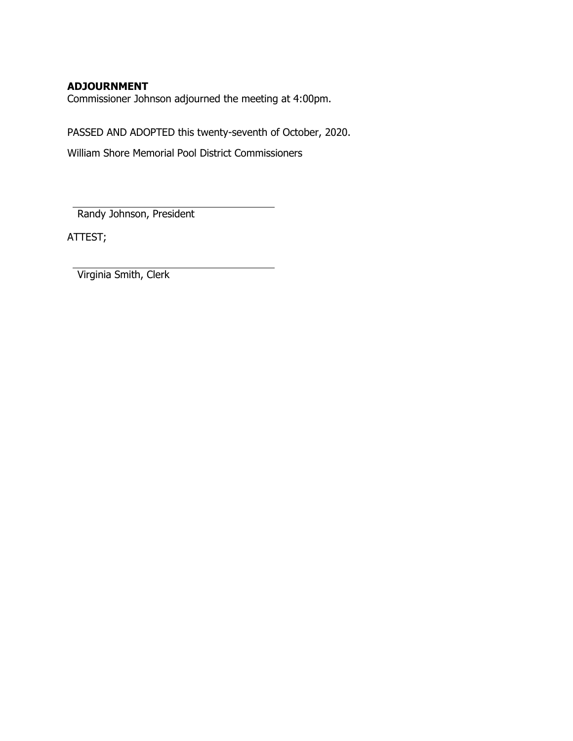**ADJOURNMENT**

Commissioner Johnson adjourned the meeting at 4:00pm.

PASSED AND ADOPTED this twenty-seventh of October, 2020.

William Shore Memorial Pool District Commissioners

\_\_\_\_\_\_\_\_\_\_\_\_\_\_\_\_\_\_\_\_\_\_\_\_\_\_\_\_\_\_\_\_\_\_\_\_

Randy Johnson, President

ATTEST;

\_\_\_\_\_\_\_\_\_\_\_\_\_\_\_\_\_\_\_\_\_\_\_\_\_\_\_\_\_\_\_\_\_\_\_\_

Virginia Smith, Clerk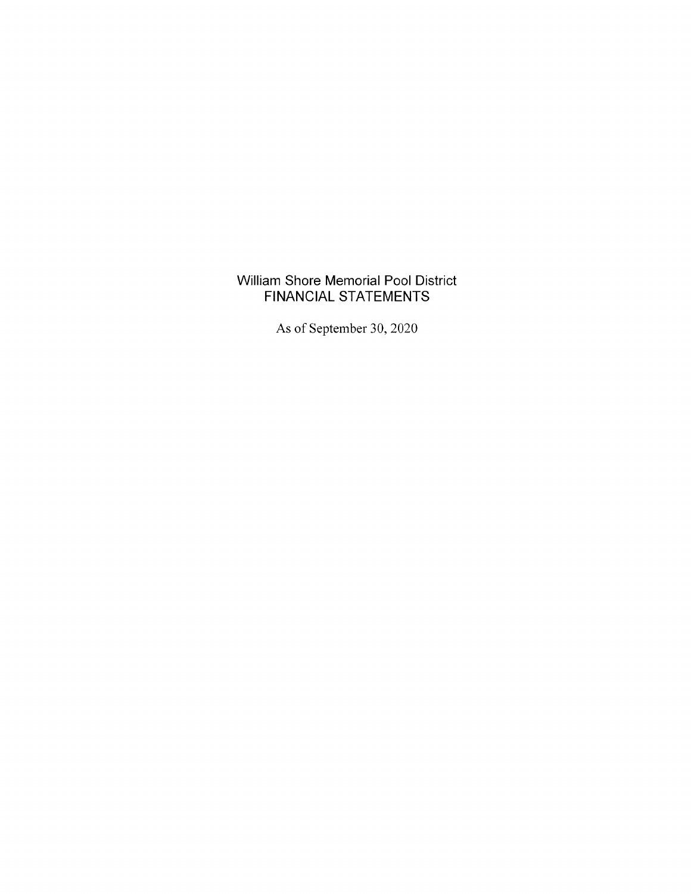# William Shore Memorial Pool District
## FINANCIAL STATEMENTS

As of September 30, 2020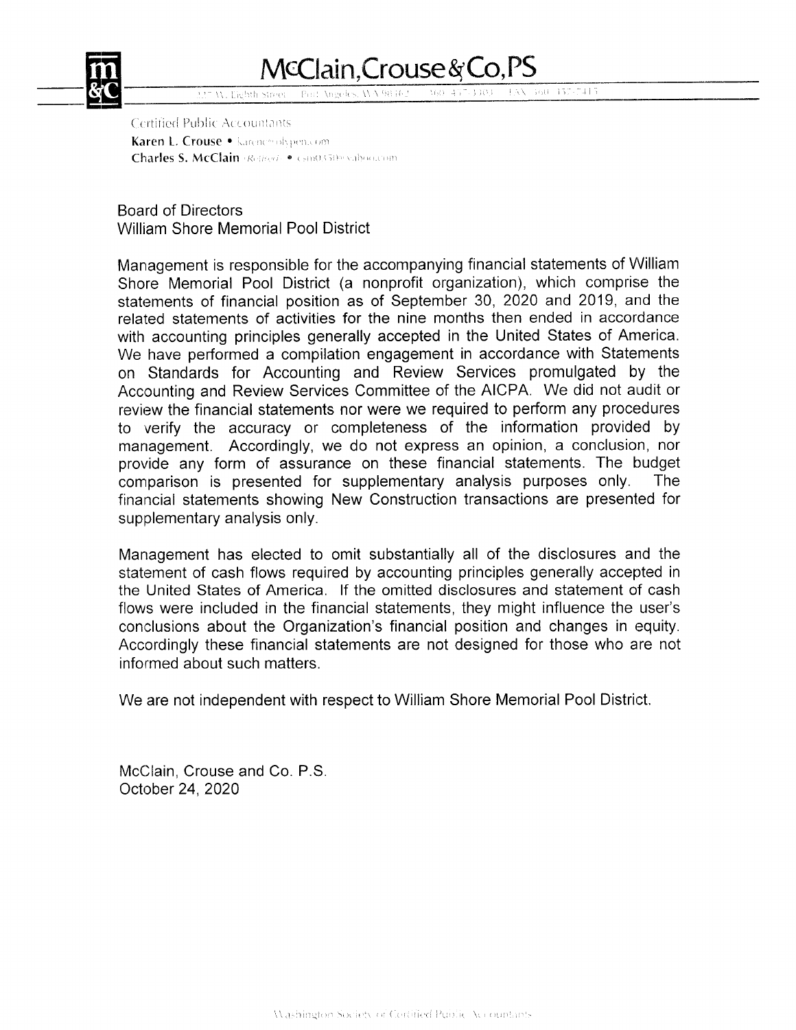# McClain, Crouse & Co, PS

Certified Public Accountants

**Karen L. Crouse**

**Charles S. McClain** (Retired)

Board of Directors
William Shore Memorial Pool District

Management is responsible for the accompanying financial statements of William Shore Memorial Pool District (a nonprofit organization), which comprise the statements of financial position as of September 30, 2020 and 2019, and the related statements of activities for the nine months then ended in accordance with accounting principles generally accepted in the United States of America. We have performed a compilation engagement in accordance with Statements on Standards for Accounting and Review Services promulgated by the Accounting and Review Services Committee of the AICPA. We did not audit or review the financial statements nor were we required to perform any procedures to verify the accuracy or completeness of the information provided by management. Accordingly, we do not express an opinion, a conclusion, nor provide any form of assurance on these financial statements. The budget comparison is presented for supplementary analysis purposes only. The financial statements showing New Construction transactions are presented for supplementary analysis only.

Management has elected to omit substantially all of the disclosures and the statement of cash flows required by accounting principles generally accepted in the United States of America. If the omitted disclosures and statement of cash flows were included in the financial statements, they might influence the user's conclusions about the Organization's financial position and changes in equity. Accordingly these financial statements are not designed for those who are not informed about such matters.

We are not independent with respect to William Shore Memorial Pool District.

McClain, Crouse and Co. P.S.
October 24, 2020

Washington Society of Certified Public Accountants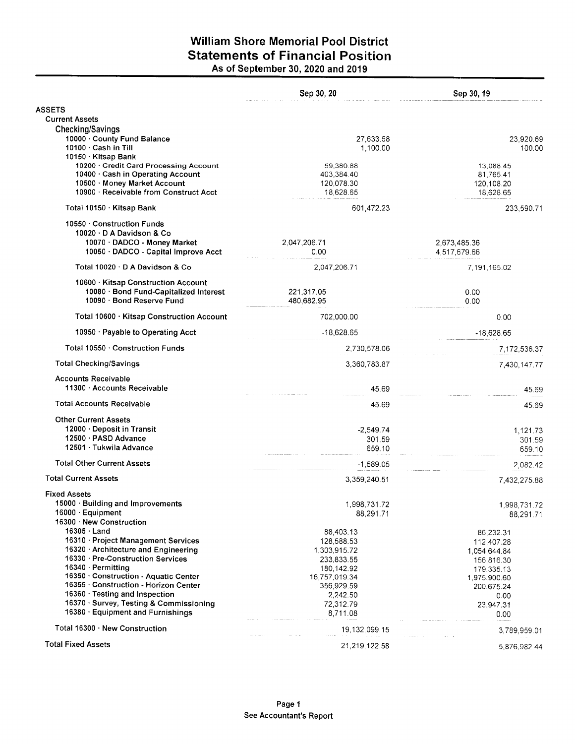# William Shore Memorial Pool District
## Statements of Financial Position
### As of September 30, 2020 and 2019

| | Sep 30, 20 | | Sep 30, 19 | |
|---|---|---|---|---|
| **ASSETS** | | | | |
| Current Assets | | | | |
| **Checking/Savings** | | | | |
| 10000 · County Fund Balance | | 27,633.58 | | 23,920.69 |
| 10100 · Cash in Till | | 1,100.00 | | 100.00 |
| 10150 · Kitsap Bank | | | | |
| 10200 · Credit Card Processing Account | 59,380.88 | | 13,088.45 | |
| 10400 · Cash in Operating Account | 403,384.40 | | 81,765.41 | |
| 10500 · Money Market Account | 120,078.30 | | 120,108.20 | |
| 10900 · Receivable from Construct Acct | 18,628.65 | | 18,628.65 | |
| Total 10150 · Kitsap Bank | | 601,472.23 | | 233,590.71 |
| 10550 · Construction Funds | | | | |
| 10020 · D A Davidson & Co | | | | |
| 10070 · DADCO - Money Market | 2,047,206.71 | | 2,673,485.36 | |
| 10050 · DADCO - Capital Improve Acct | 0.00 | | 4,517,679.66 | |
| Total 10020 · D A Davidson & Co | 2,047,206.71 | | 7,191,165.02 | |
| 10600 · Kitsap Construction Account | | | | |
| 10080 · Bond Fund-Capitalized Interest | 221,317.05 | | 0.00 | |
| 10090 · Bond Reserve Fund | 480,682.95 | | 0.00 | |
| Total 10600 · Kitsap Construction Account | 702,000.00 | | 0.00 | |
| 10950 · Payable to Operating Acct | -18,628.65 | | -18,628.65 | |
| Total 10550 · Construction Funds | | 2,730,578.06 | | 7,172,536.37 |
| Total Checking/Savings | | 3,360,783.87 | | 7,430,147.77 |
| Accounts Receivable | | | | |
| 11300 · Accounts Receivable | | 45.69 | | 45.69 |
| Total Accounts Receivable | | 45.69 | | 45.69 |
| Other Current Assets | | | | |
| 12000 · Deposit in Transit | | -2,549.74 | | 1,121.73 |
| 12500 · PASD Advance | | 301.59 | | 301.59 |
| 12501 · Tukwila Advance | | 659.10 | | 659.10 |
| Total Other Current Assets | | -1,589.05 | | 2,082.42 |
| Total Current Assets | | 3,359,240.51 | | 7,432,275.88 |
| Fixed Assets | | | | |
| 15000 · Building and Improvements | | 1,998,731.72 | | 1,998,731.72 |
| 16000 · Equipment | | 88,291.71 | | 88,291.71 |
| 16300 · New Construction | | | | |
| 16305 · Land | 88,403.13 | | 86,232.31 | |
| 16310 · Project Management Services | 128,588.53 | | 112,407.28 | |
| 16320 · Architecture and Engineering | 1,303,915.72 | | 1,054,644.84 | |
| 16330 · Pre-Construction Services | 233,833.55 | | 156,816.30 | |
| 16340 · Permitting | 180,142.92 | | 179,335.13 | |
| 16350 · Construction - Aquatic Center | 16,757,019.34 | | 1,975,900.60 | |
| 16355 · Construction - Horizon Center | 356,929.59 | | 200,675.24 | |
| 16360 · Testing and Inspection | 2,242.50 | | 0.00 | |
| 16370 · Survey, Testing & Commissioning | 72,312.79 | | 23,947.31 | |
| 16380 · Equipment and Furnishings | 8,711.08 | | 0.00 | |
| Total 16300 · New Construction | | 19,132,099.15 | | 3,789,959.01 |
| Total Fixed Assets | | 21,219,122.58 | | 5,876,982.44 |

See Accountant's Report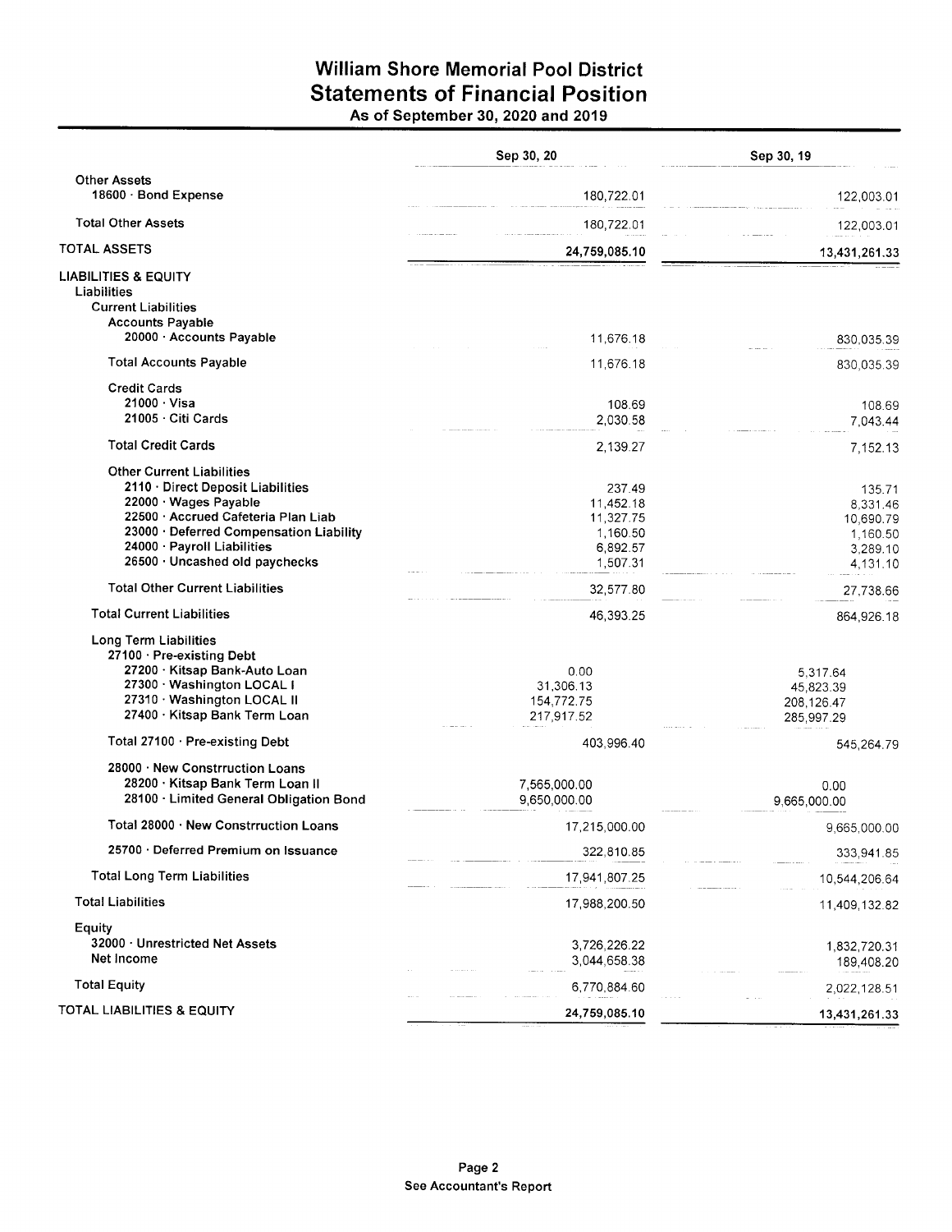# William Shore Memorial Pool District
## Statements of Financial Position
### As of September 30, 2020 and 2019

| | Sep 30, 20 | Sep 30, 19 |
|---|---|---|
| **Other Assets** | | |
| 18600 · Bond Expense | 180,722.01 | 122,003.01 |
| **Total Other Assets** | 180,722.01 | 122,003.01 |
| **TOTAL ASSETS** | **24,759,085.10** | **13,431,261.33** |
| **LIABILITIES & EQUITY** | | |
| **Liabilities** | | |
| **Current Liabilities** | | |
| **Accounts Payable** | | |
| 20000 · Accounts Payable | 11,676.18 | 830,035.39 |
| **Total Accounts Payable** | 11,676.18 | 830,035.39 |
| **Credit Cards** | | |
| 21000 · Visa | 108.69 | 108.69 |
| 21005 · Citi Cards | 2,030.58 | 7,043.44 |
| **Total Credit Cards** | 2,139.27 | 7,152.13 |
| **Other Current Liabilities** | | |
| 2110 · Direct Deposit Liabilities | 237.49 | 135.71 |
| 22000 · Wages Payable | 11,452.18 | 8,331.46 |
| 22500 · Accrued Cafeteria Plan Liab | 11,327.75 | 10,690.79 |
| 23000 · Deferred Compensation Liability | 1,160.50 | 1,160.50 |
| 24000 · Payroll Liabilities | 6,892.57 | 3,289.10 |
| 26500 · Uncashed old paychecks | 1,507.31 | 4,131.10 |
| **Total Other Current Liabilities** | 32,577.80 | 27,738.66 |
| **Total Current Liabilities** | 46,393.25 | 864,926.18 |
| **Long Term Liabilities** | | |
| 27100 · Pre-existing Debt | | |
| 27200 · Kitsap Bank-Auto Loan | 0.00 | 5,317.64 |
| 27300 · Washington LOCAL I | 31,306.13 | 45,823.39 |
| 27310 · Washington LOCAL II | 154,772.75 | 208,126.47 |
| 27400 · Kitsap Bank Term Loan | 217,917.52 | 285,997.29 |
| Total 27100 · Pre-existing Debt | 403,996.40 | 545,264.79 |
| 28000 · New Constrruction Loans | | |
| 28200 · Kitsap Bank Term Loan II | 7,565,000.00 | 0.00 |
| 28100 · Limited General Obligation Bond | 9,650,000.00 | 9,665,000.00 |
| Total 28000 · New Constrruction Loans | 17,215,000.00 | 9,665,000.00 |
| 25700 · Deferred Premium on Issuance | 322,810.85 | 333,941.85 |
| **Total Long Term Liabilities** | 17,941,807.25 | 10,544,206.64 |
| **Total Liabilities** | 17,988,200.50 | 11,409,132.82 |
| **Equity** | | |
| 32000 · Unrestricted Net Assets | 3,726,226.22 | 1,832,720.31 |
| Net Income | 3,044,658.38 | 189,408.20 |
| **Total Equity** | 6,770,884.60 | 2,022,128.51 |
| **TOTAL LIABILITIES & EQUITY** | **24,759,085.10** | **13,431,261.33** |

**See Accountant's Report**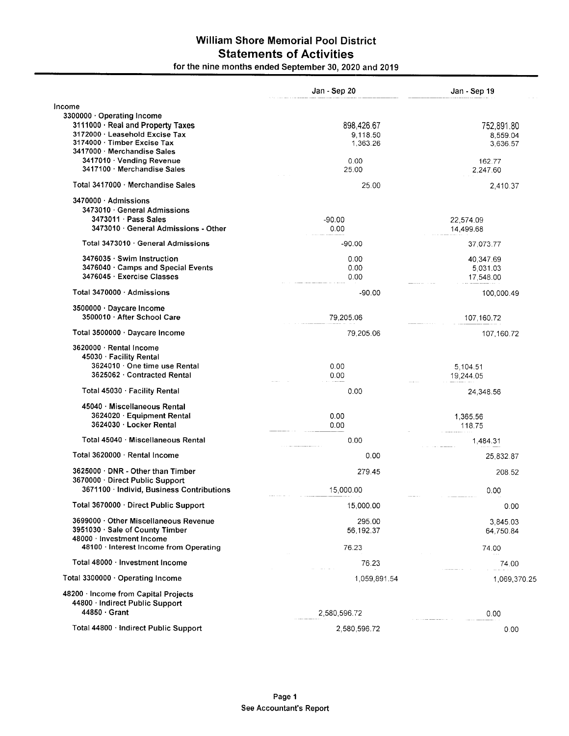# William Shore Memorial Pool District

## Statements of Activities

for the nine months ended September 30, 2020 and 2019

| | Jan - Sep 20 | Jan - Sep 19 |
|---|---|---|
| Income | | |
| 3300000 · Operating Income | | |
| 3111000 · Real and Property Taxes | 898,426.67 | 752,891.80 |
| 3172000 · Leasehold Excise Tax | 9,118.50 | 8,559.04 |
| 3174000 · Timber Excise Tax | 1,363.26 | 3,636.57 |
| 3417000 · Merchandise Sales | | |
| 3417010 · Vending Revenue | 0.00 | 162.77 |
| 3417100 · Merchandise Sales | 25.00 | 2,247.60 |
| Total 3417000 · Merchandise Sales | 25.00 | 2,410.37 |
| 3470000 · Admissions | | |
| 3473010 · General Admissions | | |
| 3473011 · Pass Sales | -90.00 | 22,574.09 |
| 3473010 · General Admissions - Other | 0.00 | 14,499.68 |
| Total 3473010 · General Admissions | -90.00 | 37,073.77 |
| 3476035 · Swim Instruction | 0.00 | 40,347.69 |
| 3476040 · Camps and Special Events | 0.00 | 5,031.03 |
| 3476045 · Exercise Classes | 0.00 | 17,548.00 |
| Total 3470000 · Admissions | -90.00 | 100,000.49 |
| 3500000 · Daycare Income | | |
| 3500010 · After School Care | 79,205.06 | 107,160.72 |
| Total 3500000 · Daycare Income | 79,205.06 | 107,160.72 |
| 3620000 · Rental Income | | |
| 45030 · Facility Rental | | |
| 3624010 · One time use Rental | 0.00 | 5,104.51 |
| 3625062 · Contracted Rental | 0.00 | 19,244.05 |
| Total 45030 · Facility Rental | 0.00 | 24,348.56 |
| 45040 · Miscellaneous Rental | | |
| 3624020 · Equipment Rental | 0.00 | 1,365.56 |
| 3624030 · Locker Rental | 0.00 | 118.75 |
| Total 45040 · Miscellaneous Rental | 0.00 | 1,484.31 |
| Total 3620000 · Rental Income | 0.00 | 25,832.87 |
| 3625000 · DNR - Other than Timber | 279.45 | 208.52 |
| 3670000 · Direct Public Support | | |
| 3671100 · Individ, Business Contributions | 15,000.00 | 0.00 |
| Total 3670000 · Direct Public Support | 15,000.00 | 0.00 |
| 3699000 · Other Miscellaneous Revenue | 295.00 | 3,845.03 |
| 3951030 · Sale of County Timber | 56,192.37 | 64,750.84 |
| 48000 · Investment Income | | |
| 48100 · Interest Income from Operating | 76.23 | 74.00 |
| Total 48000 · Investment Income | 76.23 | 74.00 |
| Total 3300000 · Operating Income | 1,059,891.54 | 1,069,370.25 |
| 48200 · Income from Capital Projects | | |
| 44800 · Indirect Public Support | | |
| 44850 · Grant | 2,580,596.72 | 0.00 |
| Total 44800 · Indirect Public Support | 2,580,596.72 | 0.00 |

See Accountant's Report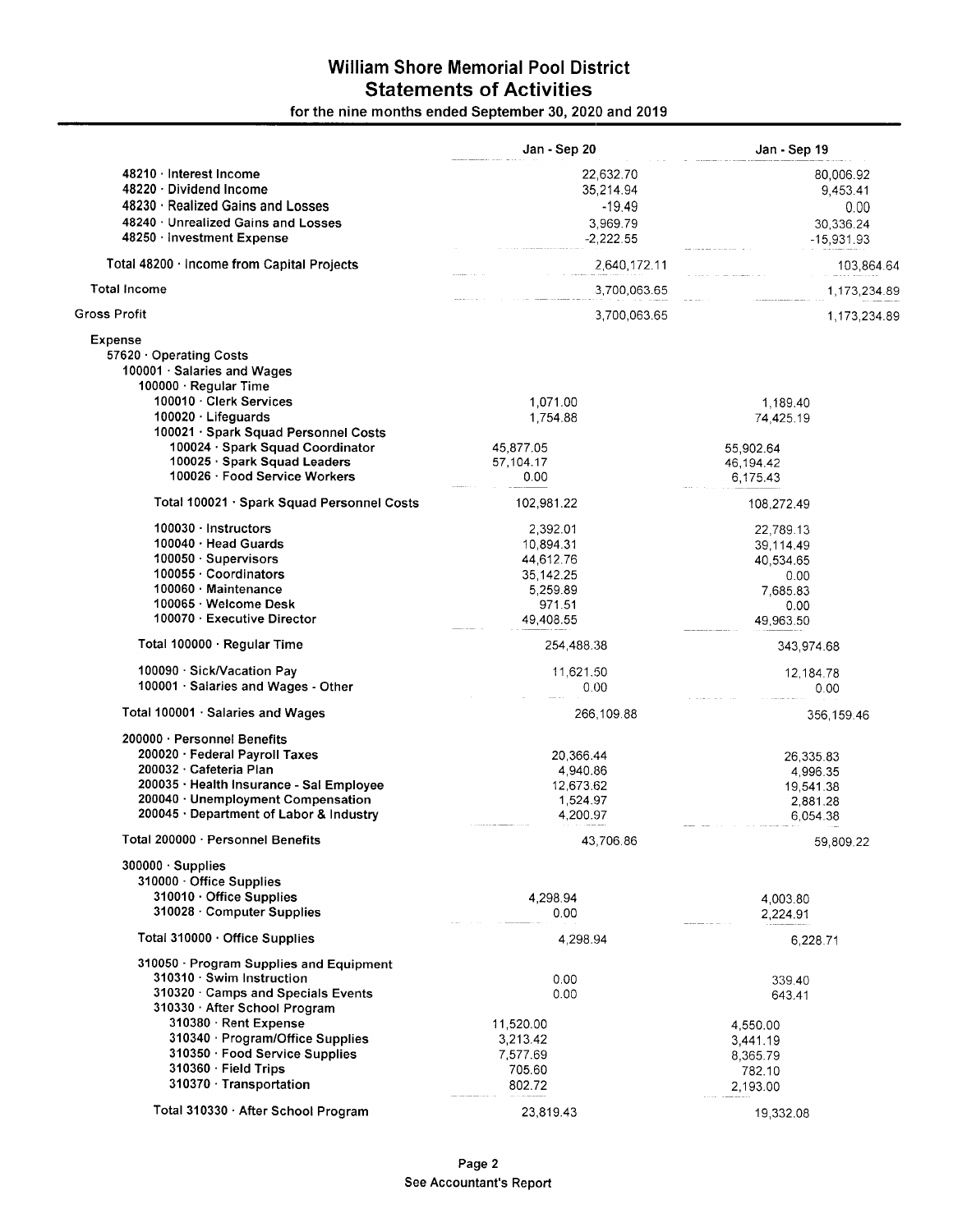# William Shore Memorial Pool District
## Statements of Activities
### for the nine months ended September 30, 2020 and 2019

| | Jan - Sep 20 | | Jan - Sep 19 | |
|---|---|---|---|---|
| 48210 · Interest Income | | 22,632.70 | | 80,006.92 |
| 48220 · Dividend Income | | 35,214.94 | | 9,453.41 |
| 48230 · Realized Gains and Losses | | -19.49 | | 0.00 |
| 48240 · Unrealized Gains and Losses | | 3,969.79 | | 30,336.24 |
| 48250 · Investment Expense | | -2,222.55 | | -15,931.93 |
| Total 48200 · Income from Capital Projects | | 2,640,172.11 | | 103,864.64 |
| Total Income | | 3,700,063.65 | | 1,173,234.89 |
| Gross Profit | | 3,700,063.65 | | 1,173,234.89 |
| Expense | | | | |
| 57620 · Operating Costs | | | | |
| 100001 · Salaries and Wages | | | | |
| 100000 · Regular Time | | | | |
| 100010 · Clerk Services | 1,071.00 | | 1,189.40 | |
| 100020 · Lifeguards | 1,754.88 | | 74,425.19 | |
| 100021 · Spark Squad Personnel Costs | | | | |
| 100024 · Spark Squad Coordinator | 45,877.05 | | 55,902.64 | |
| 100025 · Spark Squad Leaders | 57,104.17 | | 46,194.42 | |
| 100026 · Food Service Workers | 0.00 | | 6,175.43 | |
| Total 100021 · Spark Squad Personnel Costs | 102,981.22 | | 108,272.49 | |
| 100030 · Instructors | 2,392.01 | | 22,789.13 | |
| 100040 · Head Guards | 10,894.31 | | 39,114.49 | |
| 100050 · Supervisors | 44,612.76 | | 40,534.65 | |
| 100055 · Coordinators | 35,142.25 | | 0.00 | |
| 100060 · Maintenance | 5,259.89 | | 7,685.83 | |
| 100065 · Welcome Desk | 971.51 | | 0.00 | |
| 100070 · Executive Director | 49,408.55 | | 49,963.50 | |
| Total 100000 · Regular Time | | 254,488.38 | | 343,974.68 |
| 100090 · Sick/Vacation Pay | | 11,621.50 | | 12,184.78 |
| 100001 · Salaries and Wages - Other | | 0.00 | | 0.00 |
| Total 100001 · Salaries and Wages | | 266,109.88 | | 356,159.46 |
| 200000 · Personnel Benefits | | | | |
| 200020 · Federal Payroll Taxes | | 20,366.44 | | 26,335.83 |
| 200032 · Cafeteria Plan | | 4,940.86 | | 4,996.35 |
| 200035 · Health Insurance - Sal Employee | | 12,673.62 | | 19,541.38 |
| 200040 · Unemployment Compensation | | 1,524.97 | | 2,881.28 |
| 200045 · Department of Labor & Industry | | 4,200.97 | | 6,054.38 |
| Total 200000 · Personnel Benefits | | 43,706.86 | | 59,809.22 |
| 300000 · Supplies | | | | |
| 310000 · Office Supplies | | | | |
| 310010 · Office Supplies | 4,298.94 | | 4,003.80 | |
| 310028 · Computer Supplies | 0.00 | | 2,224.91 | |
| Total 310000 · Office Supplies | | 4,298.94 | | 6,228.71 |
| 310050 · Program Supplies and Equipment | | | | |
| 310310 · Swim Instruction | 0.00 | | 339.40 | |
| 310320 · Camps and Specials Events | 0.00 | | 643.41 | |
| 310330 · After School Program | | | | |
| 310380 · Rent Expense | 11,520.00 | | 4,550.00 | |
| 310340 · Program/Office Supplies | 3,213.42 | | 3,441.19 | |
| 310350 · Food Service Supplies | 7,577.69 | | 8,365.79 | |
| 310360 · Field Trips | 705.60 | | 782.10 | |
| 310370 · Transportation | 802.72 | | 2,193.00 | |
| Total 310330 · After School Program | 23,819.43 | | 19,332.08 | |

See Accountant's Report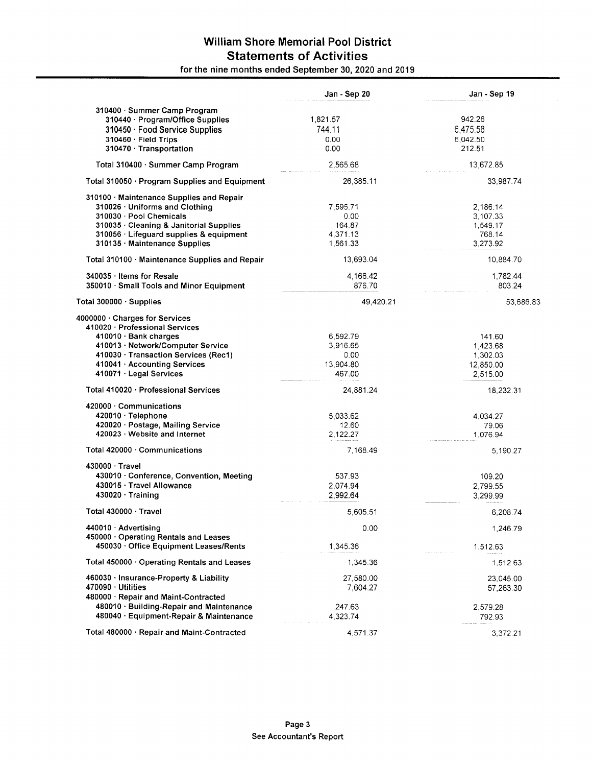# William Shore Memorial Pool District

## Statements of Activities

### for the nine months ended September 30, 2020 and 2019

| | Jan - Sep 20 | Jan - Sep 19 |
|---|---|---|
| 310400 · Summer Camp Program | | |
| 310440 · Program/Office Supplies | 1,821.57 | 942.26 |
| 310450 · Food Service Supplies | 744.11 | 6,475.58 |
| 310460 · Field Trips | 0.00 | 6,042.50 |
| 310470 · Transportation | 0.00 | 212.51 |
| Total 310400 · Summer Camp Program | 2,565.68 | 13,672.85 |
| Total 310050 · Program Supplies and Equipment | 26,385.11 | 33,987.74 |
| 310100 · Maintenance Supplies and Repair | | |
| 310026 · Uniforms and Clothing | 7,595.71 | 2,186.14 |
| 310030 · Pool Chemicals | 0.00 | 3,107.33 |
| 310035 · Cleaning & Janitorial Supplies | 164.87 | 1,549.17 |
| 310056 · Lifeguard supplies & equipment | 4,371.13 | 768.14 |
| 310135 · Maintenance Supplies | 1,561.33 | 3,273.92 |
| Total 310100 · Maintenance Supplies and Repair | 13,693.04 | 10,884.70 |
| 340035 · Items for Resale | 4,166.42 | 1,782.44 |
| 350010 · Small Tools and Minor Equipment | 876.70 | 803.24 |
| Total 300000 · Supplies | 49,420.21 | 53,686.83 |
| 4000000 · Charges for Services | | |
| 410020 · Professional Services | | |
| 410010 · Bank charges | 6,592.79 | 141.60 |
| 410013 · Network/Computer Service | 3,916.65 | 1,423.68 |
| 410030 · Transaction Services (Rec1) | 0.00 | 1,302.03 |
| 410041 · Accounting Services | 13,904.80 | 12,850.00 |
| 410071 · Legal Services | 467.00 | 2,515.00 |
| Total 410020 · Professional Services | 24,881.24 | 18,232.31 |
| 420000 · Communications | | |
| 420010 · Telephone | 5,033.62 | 4,034.27 |
| 420020 · Postage, Mailing Service | 12.60 | 79.06 |
| 420023 · Website and Internet | 2,122.27 | 1,076.94 |
| Total 420000 · Communications | 7,168.49 | 5,190.27 |
| 430000 · Travel | | |
| 430010 · Conference, Convention, Meeting | 537.93 | 109.20 |
| 430015 · Travel Allowance | 2,074.94 | 2,799.55 |
| 430020 · Training | 2,992.64 | 3,299.99 |
| Total 430000 · Travel | 5,605.51 | 6,208.74 |
| 440010 · Advertising | 0.00 | 1,246.79 |
| 450000 · Operating Rentals and Leases | | |
| 450030 · Office Equipment Leases/Rents | 1,345.36 | 1,512.63 |
| Total 450000 · Operating Rentals and Leases | 1,345.36 | 1,512.63 |
| 460030 · Insurance-Property & Liability | 27,580.00 | 23,045.00 |
| 470090 · Utilities | 7,604.27 | 57,263.30 |
| 480000 · Repair and Maint-Contracted | | |
| 480010 · Building-Repair and Maintenance | 247.63 | 2,579.28 |
| 480040 · Equipment-Repair & Maintenance | 4,323.74 | 792.93 |
| Total 480000 · Repair and Maint-Contracted | 4,571.37 | 3,372.21 |

See Accountant's Report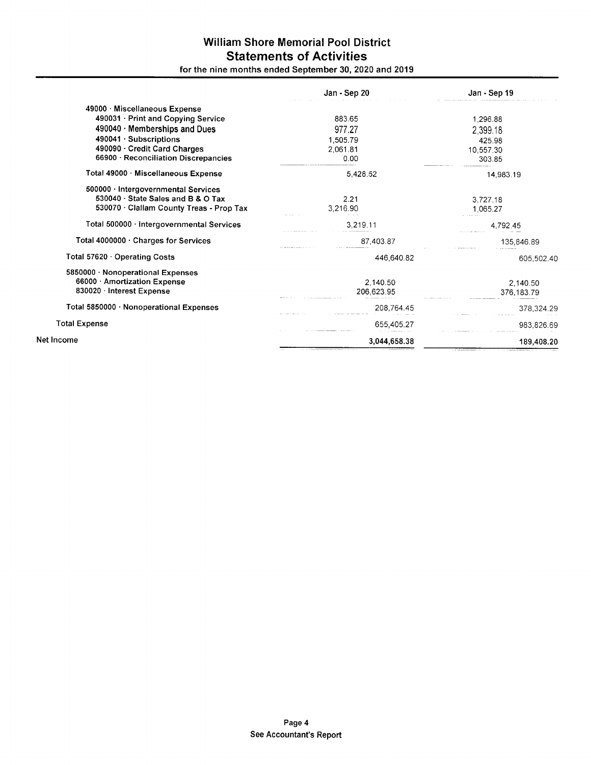# William Shore Memorial Pool District
## Statements of Activities
for the nine months ended September 30, 2020 and 2019

| | Jan - Sep 20 | Jan - Sep 19 |
|---|---|---|
| 49000 · Miscellaneous Expense | | |
| 490031 · Print and Copying Service | 883.65 | 1,296.88 |
| 490040 · Memberships and Dues | 977.27 | 2,399.18 |
| 490041 · Subscriptions | 1,505.79 | 425.98 |
| 490090 · Credit Card Charges | 2,061.81 | 10,557.30 |
| 66900 · Reconciliation Discrepancies | 0.00 | 303.85 |
| Total 49000 · Miscellaneous Expense | 5,428.52 | 14,983.19 |
| 500000 · Intergovernmental Services | | |
| 530040 · State Sales and B & O Tax | 2.21 | 3,727.18 |
| 530070 · Clallam County Treas - Prop Tax | 3,216.90 | 1,065.27 |
| Total 500000 · Intergovernmental Services | 3,219.11 | 4,792.45 |
| Total 4000000 · Charges for Services | 87,403.87 | 135,846.89 |
| Total 57620 · Operating Costs | 446,640.82 | 605,502.40 |
| 5850000 · Nonoperational Expenses | | |
| 66000 · Amortization Expense | 2,140.50 | 2,140.50 |
| 830020 · Interest Expense | 206,623.95 | 376,183.79 |
| Total 5850000 · Nonoperational Expenses | 208,764.45 | 378,324.29 |
| Total Expense | 655,405.27 | 983,826.69 |
| **Net Income** | **3,044,658.38** | **189,408.20** |

See Accountant's Report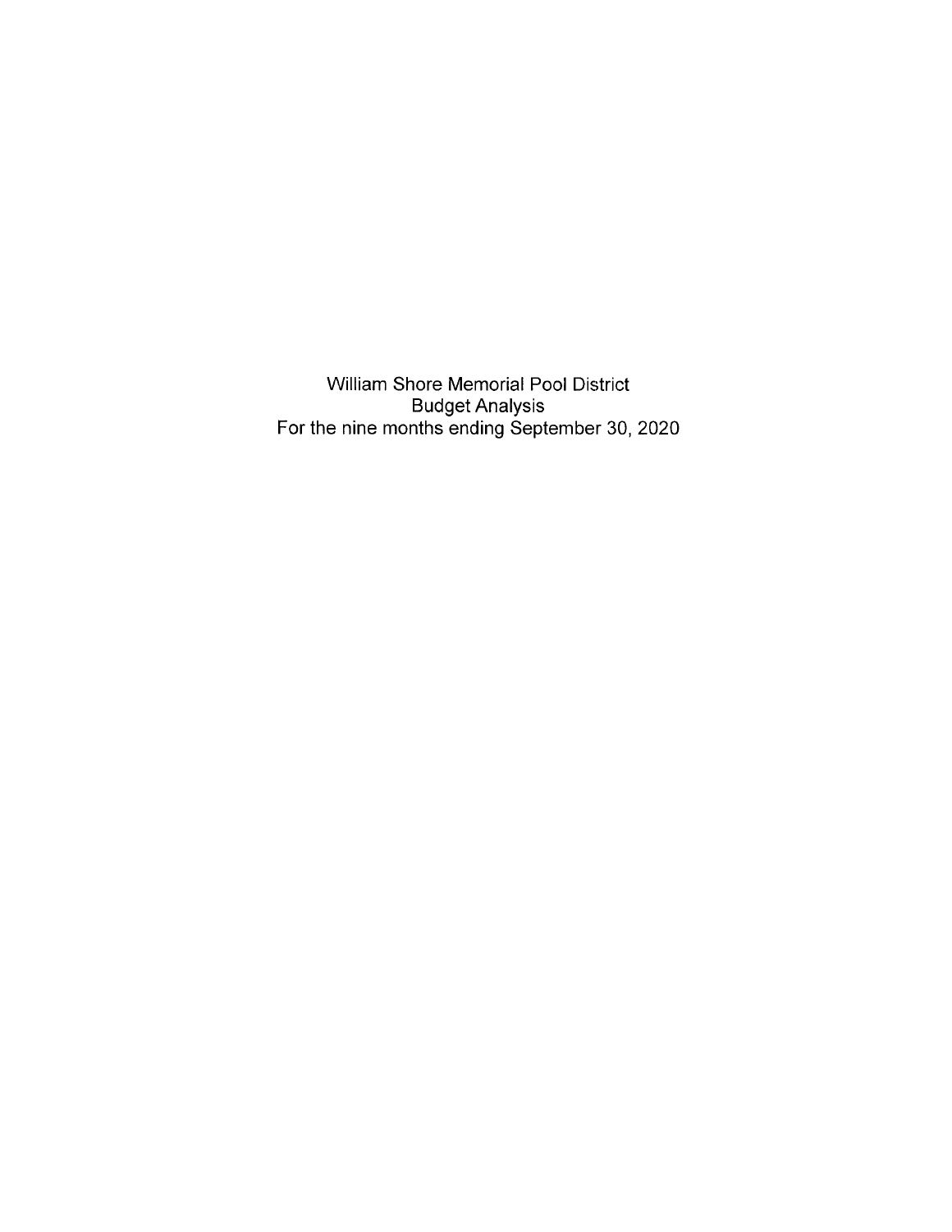William Shore Memorial Pool District
Budget Analysis
For the nine months ending September 30, 2020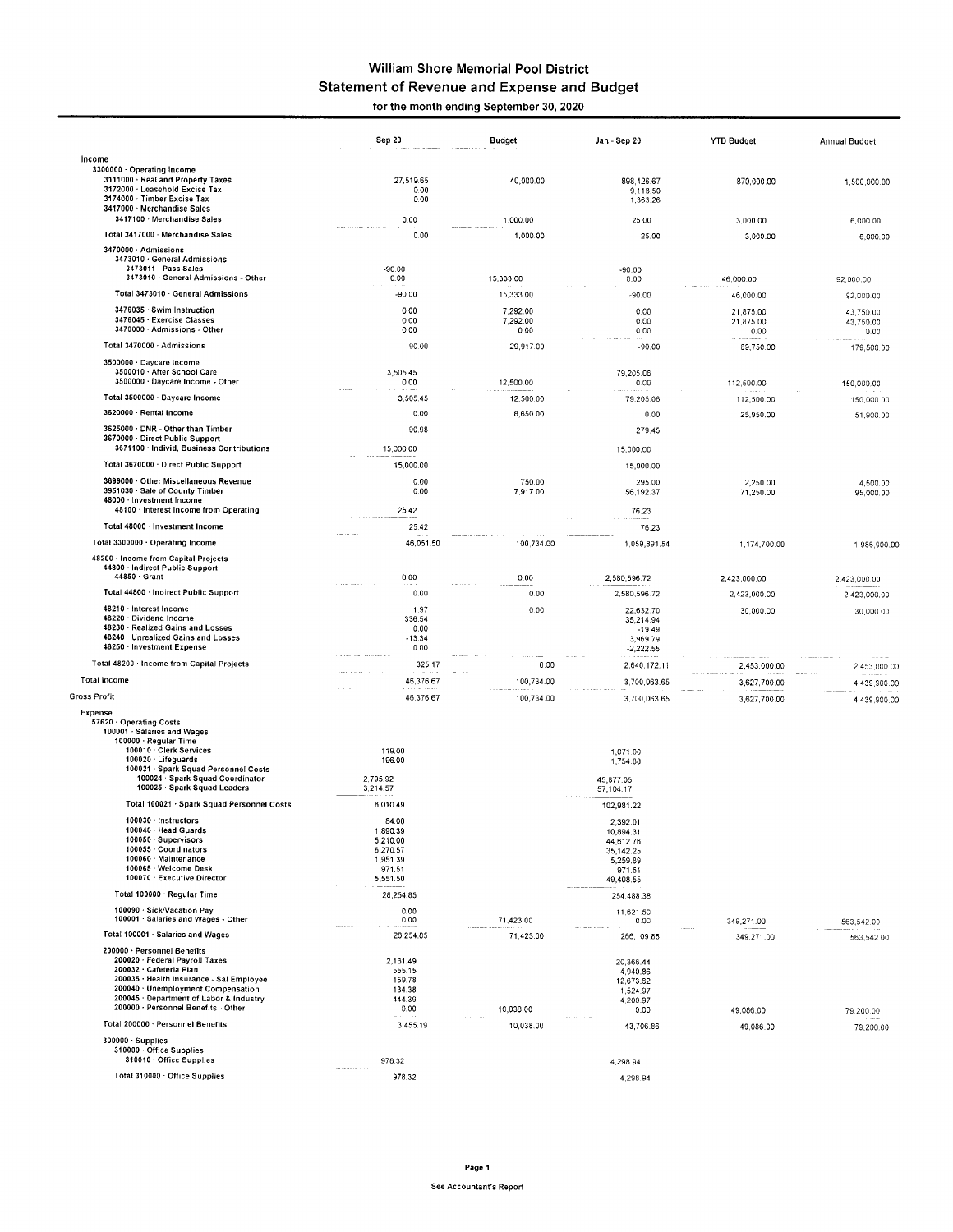# William Shore Memorial Pool District
## Statement of Revenue and Expense and Budget
### for the month ending September 30, 2020

| | Sep 20 | Budget | Jan - Sep 20 | YTD Budget | Annual Budget |
|---|---|---|---|---|---|
| **Income** | | | | | |
| 3300000 · Operating Income | | | | | |
| 3111000 · Real and Property Taxes | 27,519.65 | 40,000.00 | 898,426.67 | 870,000.00 | 1,500,000.00 |
| 3172000 · Leasehold Excise Tax | 0.00 | | 9,118.50 | | |
| 3174000 · Timber Excise Tax | 0.00 | | 1,363.26 | | |
| 3417000 · Merchandise Sales | | | | | |
| 3417100 · Merchandise Sales | 0.00 | 1,000.00 | 25.00 | 3,000.00 | 6,000.00 |
| Total 3417000 · Merchandise Sales | 0.00 | 1,000.00 | 25.00 | 3,000.00 | 6,000.00 |
| 3470000 · Admissions | | | | | |
| 3473010 · General Admissions | | | | | |
| 3473011 · Pass Sales | -90.00 | | -90.00 | | |
| 3473010 · General Admissions - Other | 0.00 | 15,333.00 | 0.00 | 46,000.00 | 92,000.00 |
| Total 3473010 · General Admissions | -90.00 | 15,333.00 | -90.00 | 46,000.00 | 92,000.00 |
| 3476035 · Swim Instruction | 0.00 | 7,292.00 | 0.00 | 21,875.00 | 43,750.00 |
| 3476045 · Exercise Classes | 0.00 | 7,292.00 | 0.00 | 21,875.00 | 43,750.00 |
| 3470000 · Admissions - Other | 0.00 | 0.00 | 0.00 | 0.00 | 0.00 |
| Total 3470000 · Admissions | -90.00 | 29,917.00 | -90.00 | 89,750.00 | 179,500.00 |
| 3500000 · Daycare Income | | | | | |
| 3500010 · After School Care | 3,505.45 | | 79,205.06 | | |
| 3500000 · Daycare Income - Other | 0.00 | 12,500.00 | 0.00 | 112,500.00 | 150,000.00 |
| Total 3500000 · Daycare Income | 3,505.45 | 12,500.00 | 79,205.06 | 112,500.00 | 150,000.00 |
| 3620000 · Rental Income | 0.00 | 8,650.00 | 0.00 | 25,950.00 | 51,900.00 |
| 3625000 · DNR - Other than Timber | 90.98 | | 279.45 | | |
| 3670000 · Direct Public Support | | | | | |
| 3671100 · Individ, Business Contributions | 15,000.00 | | 15,000.00 | | |
| Total 3670000 · Direct Public Support | 15,000.00 | | 15,000.00 | | |
| 3699000 · Other Miscellaneous Revenue | 0.00 | 750.00 | 295.00 | 2,250.00 | 4,500.00 |
| 3951030 · Sale of County Timber | 0.00 | 7,917.00 | 56,192.37 | 71,250.00 | 95,000.00 |
| 48000 · Investment Income | | | | | |
| 48100 · Interest Income from Operating | 25.42 | | 76.23 | | |
| Total 48000 · Investment Income | 25.42 | | 76.23 | | |
| Total 3300000 · Operating Income | 46,051.50 | 100,734.00 | 1,059,891.54 | 1,174,700.00 | 1,986,900.00 |
| 48200 · Income from Capital Projects | | | | | |
| 44800 · Indirect Public Support | | | | | |
| 44850 · Grant | 0.00 | 0.00 | 2,580,596.72 | 2,423,000.00 | 2,423,000.00 |
| Total 44800 · Indirect Public Support | 0.00 | 0.00 | 2,580,596.72 | 2,423,000.00 | 2,423,000.00 |
| 48210 · Interest Income | 1.97 | 0.00 | 22,632.70 | 30,000.00 | 30,000.00 |
| 48220 · Dividend Income | 336.54 | | 35,214.94 | | |
| 48230 · Realized Gains and Losses | 0.00 | | -19.49 | | |
| 48240 · Unrealized Gains and Losses | -13.34 | | 3,969.79 | | |
| 48250 · Investment Expense | 0.00 | | -2,222.55 | | |
| Total 48200 · Income from Capital Projects | 325.17 | 0.00 | 2,640,172.11 | 2,453,000.00 | 2,453,000.00 |
| Total Income | 46,376.67 | 100,734.00 | 3,700,063.65 | 3,627,700.00 | 4,439,900.00 |
| **Gross Profit** | 46,376.67 | 100,734.00 | 3,700,063.65 | 3,627,700.00 | 4,439,900.00 |
| **Expense** | | | | | |
| 57620 · Operating Costs | | | | | |
| 100001 · Salaries and Wages | | | | | |
| 100000 · Regular Time | | | | | |
| 100010 · Clerk Services | 119.00 | | 1,071.00 | | |
| 100020 · Lifeguards | 196.00 | | 1,754.88 | | |
| 100021 · Spark Squad Personnel Costs | | | | | |
| 100024 · Spark Squad Coordinator | 2,795.92 | | 45,877.05 | | |
| 100025 · Spark Squad Leaders | 3,214.57 | | 57,104.17 | | |
| Total 100021 · Spark Squad Personnel Costs | 6,010.49 | | 102,981.22 | | |
| 100030 · Instructors | 84.00 | | 2,392.01 | | |
| 100040 · Head Guards | 1,890.39 | | 10,894.31 | | |
| 100050 · Supervisors | 5,210.00 | | 44,512.76 | | |
| 100055 · Coordinators | 6,270.57 | | 35,142.25 | | |
| 100060 · Maintenance | 1,951.39 | | 5,259.89 | | |
| 100065 · Welcome Desk | 971.51 | | 971.51 | | |
| 100070 · Executive Director | 5,551.50 | | 49,408.55 | | |
| Total 100000 · Regular Time | 28,254.85 | | 254,488.38 | | |
| 100090 · Sick/Vacation Pay | 0.00 | | 11,621.50 | | |
| 100001 · Salaries and Wages - Other | 0.00 | 71,423.00 | 0.00 | 349,271.00 | 563,542.00 |
| Total 100001 · Salaries and Wages | 28,254.85 | 71,423.00 | 266,109.88 | 349,271.00 | 563,542.00 |
| 200000 · Personnel Benefits | | | | | |
| 200020 · Federal Payroll Taxes | 2,161.49 | | 20,365.44 | | |
| 200032 · Cafeteria Plan | 555.15 | | 4,940.86 | | |
| 200035 · Health Insurance - Sal Employee | 159.78 | | 12,673.62 | | |
| 200040 · Unemployment Compensation | 134.38 | | 1,524.97 | | |
| 200045 · Department of Labor & Industry | 444.39 | | 4,200.97 | | |
| 200000 · Personnel Benefits - Other | 0.00 | 10,038.00 | 0.00 | 49,086.00 | 79,200.00 |
| Total 200000 · Personnel Benefits | 3,455.19 | 10,038.00 | 43,706.86 | 49,086.00 | 79,200.00 |
| 300000 · Supplies | | | | | |
| 310000 · Office Supplies | | | | | |
| 310010 · Office Supplies | 978.32 | | 4,298.94 | | |
| Total 310000 · Office Supplies | 978.32 | | 4,298.94 | | |

See Accountant's Report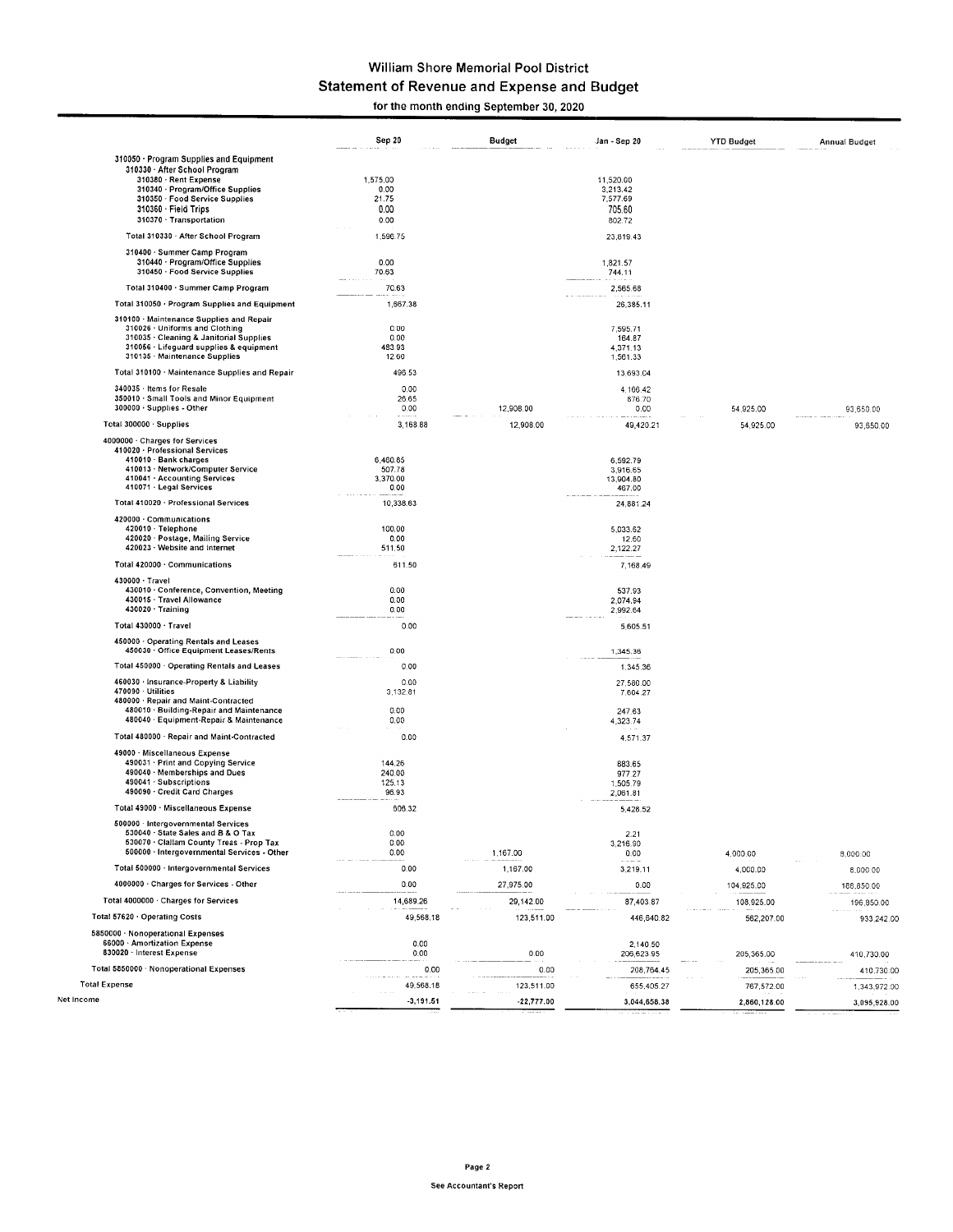# William Shore Memorial Pool District

## Statement of Revenue and Expense and Budget

### for the month ending September 30, 2020

| | Sep 20 | Budget | Jan - Sep 20 | YTD Budget | Annual Budget |
|---|---|---|---|---|---|
| 310050 · Program Supplies and Equipment | | | | | |
| 310330 · After School Program | | | | | |
| 310380 · Rent Expense | 1,575.00 | | 11,520.00 | | |
| 310340 · Program/Office Supplies | 0.00 | | 3,213.42 | | |
| 310350 · Food Service Supplies | 21.75 | | 7,577.69 | | |
| 310360 · Field Trips | 0.00 | | 705.60 | | |
| 310370 · Transportation | 0.00 | | 802.72 | | |
| Total 310330 · After School Program | 1,596.75 | | 23,819.43 | | |
| 310400 · Summer Camp Program | | | | | |
| 310440 · Program/Office Supplies | 0.00 | | 1,821.57 | | |
| 310450 · Food Service Supplies | 70.63 | | 744.11 | | |
| Total 310400 · Summer Camp Program | 70.63 | | 2,565.68 | | |
| Total 310050 · Program Supplies and Equipment | 1,667.38 | | 26,385.11 | | |
| 310100 · Maintenance Supplies and Repair | | | | | |
| 310026 · Uniforms and Clothing | 0.00 | | 7,595.71 | | |
| 310035 · Cleaning & Janitorial Supplies | 0.00 | | 164.87 | | |
| 310056 · Lifeguard supplies & equipment | 483.93 | | 4,371.13 | | |
| 310135 · Maintenance Supplies | 12.60 | | 1,561.33 | | |
| Total 310100 · Maintenance Supplies and Repair | 496.53 | | 13,693.04 | | |
| 340035 · Items for Resale | 0.00 | | 4,166.42 | | |
| 350010 · Small Tools and Minor Equipment | 26.65 | | 876.70 | | |
| 300000 · Supplies - Other | 0.00 | 12,908.00 | 0.00 | 54,925.00 | 93,650.00 |
| Total 300000 · Supplies | 3,168.88 | 12,908.00 | 49,420.21 | 54,925.00 | 93,650.00 |
| 4000000 · Charges for Services | | | | | |
| 410020 · Professional Services | | | | | |
| 410010 · Bank charges | 6,460.85 | | 6,592.79 | | |
| 410013 · Network/Computer Service | 507.78 | | 3,916.65 | | |
| 410041 · Accounting Services | 3,370.00 | | 13,904.80 | | |
| 410071 · Legal Services | 0.00 | | 467.00 | | |
| Total 410020 · Professional Services | 10,338.63 | | 24,881.24 | | |
| 420000 · Communications | | | | | |
| 420010 · Telephone | 100.00 | | 5,033.62 | | |
| 420020 · Postage, Mailing Service | 0.00 | | 12.60 | | |
| 420023 · Website and Internet | 511.50 | | 2,122.27 | | |
| Total 420000 · Communications | 611.50 | | 7,168.49 | | |
| 430000 · Travel | | | | | |
| 430010 · Conference, Convention, Meeting | 0.00 | | 537.93 | | |
| 430015 · Travel Allowance | 0.00 | | 2,074.94 | | |
| 430020 · Training | 0.00 | | 2,992.64 | | |
| Total 430000 · Travel | 0.00 | | 5,605.51 | | |
| 450000 · Operating Rentals and Leases | | | | | |
| 450030 · Office Equipment Leases/Rents | 0.00 | | 1,345.36 | | |
| Total 450000 · Operating Rentals and Leases | 0.00 | | 1,345.36 | | |
| 460030 · Insurance-Property & Liability | 0.00 | | 27,580.00 | | |
| 470090 · Utilities | 3,132.81 | | 7,604.27 | | |
| 480000 · Repair and Maint-Contracted | | | | | |
| 480010 · Building-Repair and Maintenance | 0.00 | | 247.63 | | |
| 480040 · Equipment-Repair & Maintenance | 0.00 | | 4,323.74 | | |
| Total 480000 · Repair and Maint-Contracted | 0.00 | | 4,571.37 | | |
| 49000 · Miscellaneous Expense | | | | | |
| 490031 · Print and Copying Service | 144.26 | | 883.65 | | |
| 490040 · Memberships and Dues | 240.00 | | 977.27 | | |
| 490041 · Subscriptions | 125.13 | | 1,505.79 | | |
| 490090 · Credit Card Charges | 96.93 | | 2,061.81 | | |
| Total 49000 · Miscellaneous Expense | 606.32 | | 5,428.52 | | |
| 500000 · Intergovernmental Services | | | | | |
| 530040 · State Sales and B & O Tax | 0.00 | | 2.21 | | |
| 530070 · Clallam County Treas - Prop Tax | 0.00 | | 3,216.90 | | |
| 500000 · Intergovernmental Services - Other | 0.00 | 1,167.00 | 0.00 | 4,000.00 | 8,000.00 |
| Total 500000 · Intergovernmental Services | 0.00 | 1,167.00 | 3,219.11 | 4,000.00 | 8,000.00 |
| 4000000 · Charges for Services - Other | 0.00 | 27,975.00 | 0.00 | 104,925.00 | 188,850.00 |
| Total 4000000 · Charges for Services | 14,689.26 | 29,142.00 | 87,403.87 | 108,925.00 | 196,850.00 |
| Total 57620 · Operating Costs | 49,568.18 | 123,511.00 | 446,640.82 | 562,207.00 | 933,242.00 |
| 5850000 · Nonoperational Expenses | | | | | |
| 56000 · Amortization Expense | 0.00 | | 2,140.50 | | |
| 830020 · Interest Expense | 0.00 | 0.00 | 206,623.95 | 205,365.00 | 410,730.00 |
| Total 5850000 · Nonoperational Expenses | 0.00 | 0.00 | 208,764.45 | 205,365.00 | 410,730.00 |
| Total Expense | 49,568.18 | 123,511.00 | 655,405.27 | 767,572.00 | 1,343,972.00 |
| Net Income | -3,191.51 | -22,777.00 | 3,044,658.38 | 2,860,128.00 | 3,095,928.00 |

See Accountant's Report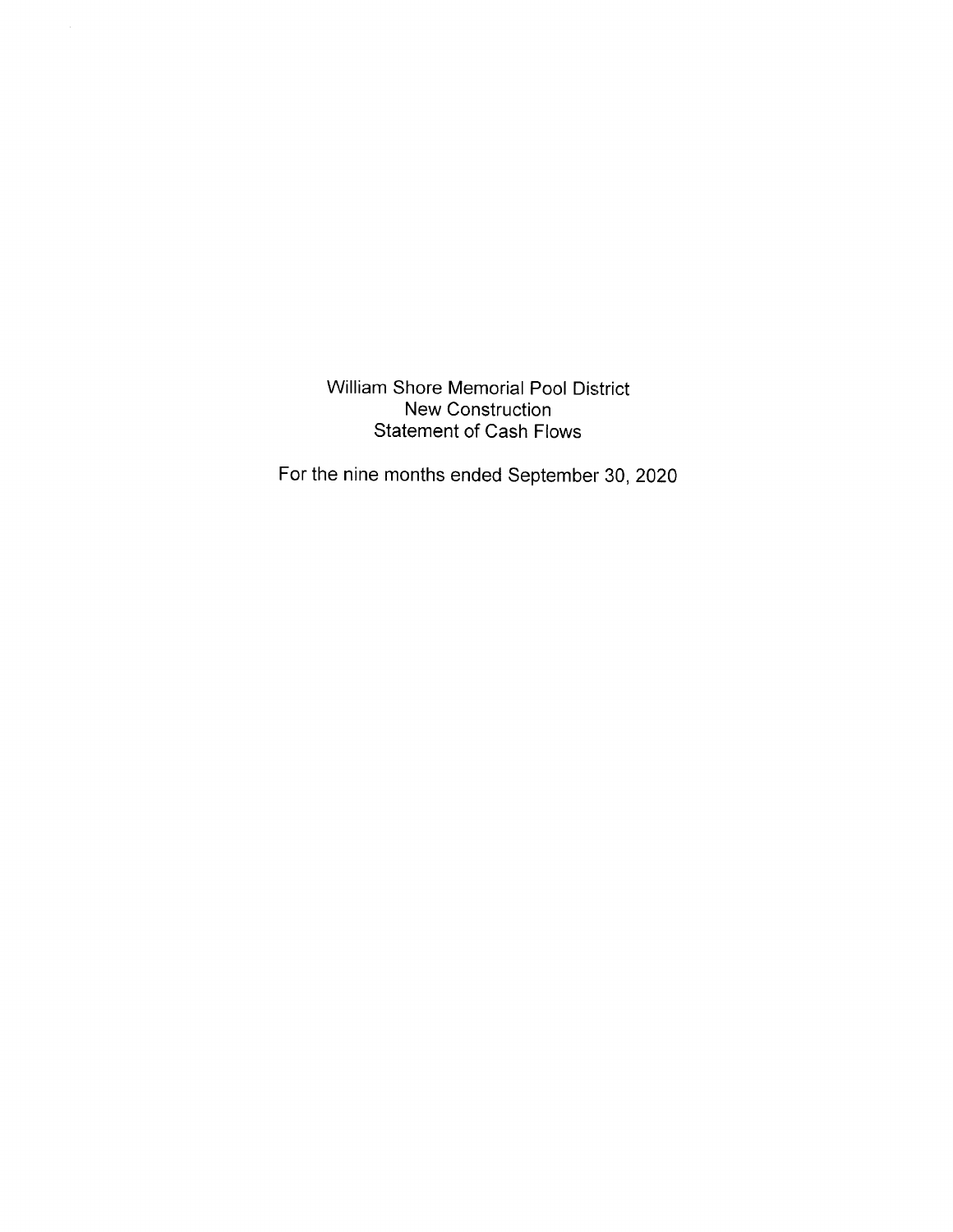William Shore Memorial Pool District
New Construction
Statement of Cash Flows

For the nine months ended September 30, 2020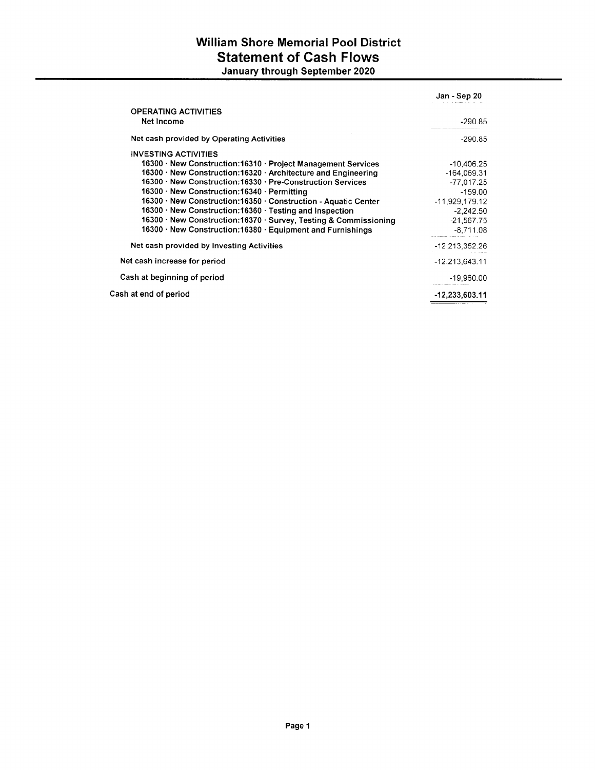# William Shore Memorial Pool District

## Statement of Cash Flows

### January through September 2020

| | Jan - Sep 20 |
|---|---|
| **OPERATING ACTIVITIES** | |
| Net Income | -290.85 |
| **Net cash provided by Operating Activities** | -290.85 |
| **INVESTING ACTIVITIES** | |
| 16300 · New Construction:16310 · Project Management Services | -10,406.25 |
| 16300 · New Construction:16320 · Architecture and Engineering | -164,069.31 |
| 16300 · New Construction:16330 · Pre-Construction Services | -77,017.25 |
| 16300 · New Construction:16340 · Permitting | -159.00 |
| 16300 · New Construction:16350 · Construction - Aquatic Center | -11,929,179.12 |
| 16300 · New Construction:16360 · Testing and Inspection | -2,242.50 |
| 16300 · New Construction:16370 · Survey, Testing & Commissioning | -21,567.75 |
| 16300 · New Construction:16380 · Equipment and Furnishings | -8,711.08 |
| **Net cash provided by Investing Activities** | -12,213,352.26 |
| Net cash increase for period | -12,213,643.11 |
| Cash at beginning of period | -19,960.00 |
| **Cash at end of period** | **-12,233,603.11** |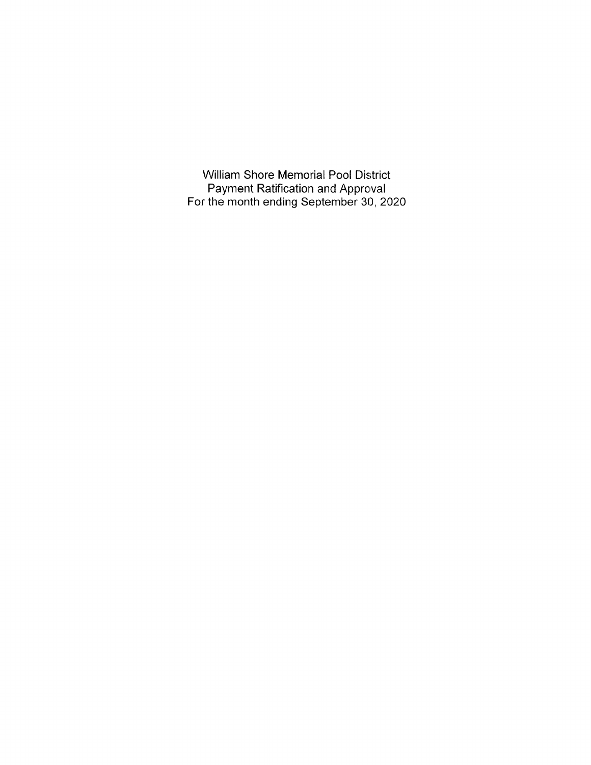William Shore Memorial Pool District
Payment Ratification and Approval
For the month ending September 30, 2020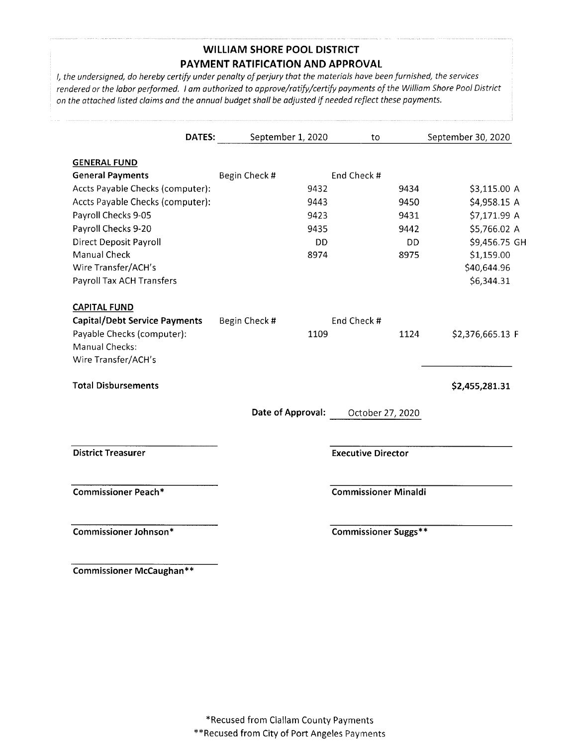# WILLIAM SHORE POOL DISTRICT
## PAYMENT RATIFICATION AND APPROVAL

*I, the undersigned, do hereby certify under penalty of perjury that the materials have been furnished, the services rendered or the labor performed. I am authorized to approve/ratify/certify payments of the William Shore Pool District on the attached listed claims and the annual budget shall be adjusted if needed reflect these payments.*

**DATES:** September 1, 2020 to September 30, 2020

| | | | |
|---|---|---|---|
| **GENERAL FUND** | | | |
| **General Payments** | Begin Check # | End Check # | |
| Accts Payable Checks (computer): | 9432 | 9434 | $3,115.00 A |
| Accts Payable Checks (computer): | 9443 | 9450 | $4,958.15 A |
| Payroll Checks 9-05 | 9423 | 9431 | $7,171.99 A |
| Payroll Checks 9-20 | 9435 | 9442 | $5,766.02 A |
| Direct Deposit Payroll | DD | DD | $9,456.75 GH |
| Manual Check | 8974 | 8975 | $1,159.00 |
| Wire Transfer/ACH's | | | $40,644.96 |
| Payroll Tax ACH Transfers | | | $6,344.31 |
| **CAPITAL FUND** | | | |
| **Capital/Debt Service Payments** | Begin Check # | End Check # | |
| Payable Checks (computer): | 1109 | 1124 | $2,376,665.13 F |
| Manual Checks: | | | |
| Wire Transfer/ACH's | | | |
| **Total Disbursements** | | | **$2,455,281.31** |

**Date of Approval:** October 27, 2020

**District Treasurer**

**Executive Director**

**Commissioner Peach***

**Commissioner Minaldi**

**Commissioner Johnson***

**Commissioner Suggs****

**Commissioner McCaughan****

*Recused from Clallam County Payments

**Recused from City of Port Angeles Payments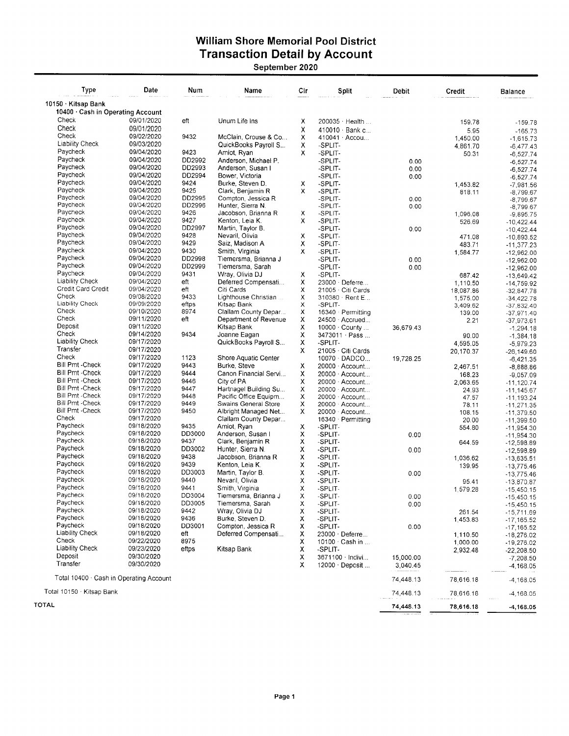# William Shore Memorial Pool District
## Transaction Detail by Account
### September 2020

| Type | Date | Num | Name | Clr | Split | Debit | Credit | Balance |
|---|---|---|---|---|---|---|---|---|
| **10150 · Kitsap Bank** | | | | | | | | |
| **10400 · Cash in Operating Account** | | | | | | | | |
| Check | 09/01/2020 | eft | Unum Life Ins | X | 200035 · Health ... | | 159.78 | -159.78 |
| Check | 09/01/2020 | | | X | 410010 · Bank c... | | 5.95 | -165.73 |
| Check | 09/02/2020 | 9432 | McClain, Crouse & Co... | X | 410041 · Accou... | | 1,450.00 | -1,615.73 |
| Liability Check | 09/03/2020 | | QuickBooks Payroll S... | X | -SPLIT- | | 4,861.70 | -6,477.43 |
| Paycheck | 09/04/2020 | 9423 | Amiot, Ryan | X | -SPLIT- | | 50.31 | -6,527.74 |
| Paycheck | 09/04/2020 | DD2992 | Anderson, Michael P. | | -SPLIT- | 0.00 | | -6,527.74 |
| Paycheck | 09/04/2020 | DD2993 | Anderson, Susan I | | -SPLIT- | 0.00 | | -6,527.74 |
| Paycheck | 09/04/2020 | DD2994 | Bower, Victoria | | -SPLIT- | 0.00 | | -6,527.74 |
| Paycheck | 09/04/2020 | 9424 | Burke, Steven D. | X | -SPLIT- | | 1,453.82 | -7,981.56 |
| Paycheck | 09/04/2020 | 9425 | Clark, Benjamin R | X | -SPLIT- | | 818.11 | -8,799.67 |
| Paycheck | 09/04/2020 | DD2995 | Compton, Jessica R | | -SPLIT- | 0.00 | | -8,799.67 |
| Paycheck | 09/04/2020 | DD2996 | Hunter, Sierra N. | | -SPLIT- | 0.00 | | -8,799.67 |
| Paycheck | 09/04/2020 | 9426 | Jacobson, Brianna R | X | -SPLIT- | | 1,096.08 | -9,895.75 |
| Paycheck | 09/04/2020 | 9427 | Kenton, Leia K. | X | -SPLIT- | | 526.69 | -10,422.44 |
| Paycheck | 09/04/2020 | DD2997 | Martin, Taylor B. | | -SPLIT- | 0.00 | | -10,422.44 |
| Paycheck | 09/04/2020 | 9428 | Nevaril, Olivia | X | -SPLIT- | | 471.08 | -10,893.52 |
| Paycheck | 09/04/2020 | 9429 | Saiz, Madison A | X | -SPLIT- | | 483.71 | -11,377.23 |
| Paycheck | 09/04/2020 | 9430 | Smith, Virginia | X | -SPLIT- | | 1,584.77 | -12,962.00 |
| Paycheck | 09/04/2020 | DD2998 | Tiemersma, Brianna J | | -SPLIT- | 0.00 | | -12,962.00 |
| Paycheck | 09/04/2020 | DD2999 | Tiemersma, Sarah | | -SPLIT- | 0.00 | | -12,962.00 |
| Paycheck | 09/04/2020 | 9431 | Wray, Olivia DJ | X | -SPLIT- | | 687.42 | -13,649.42 |
| Liability Check | 09/04/2020 | eft | Deferred Compensati... | X | 23000 · Deferre... | | 1,110.50 | -14,759.92 |
| Credit Card Credit | 09/04/2020 | eft | Citi Cards | X | 21005 · Citi Cards | | 18,087.86 | -32,847.78 |
| Check | 09/08/2020 | 9433 | Lighthouse Christian ... | X | 310380 · Rent E... | | 1,575.00 | -34,422.78 |
| Liability Check | 09/09/2020 | eftps | Kitsap Bank | X | -SPLIT- | | 3,409.62 | -37,832.40 |
| Check | 09/10/2020 | 8974 | Clallam County Depar... | X | 16340 · Permitting | | 139.00 | -37,971.40 |
| Check | 09/11/2020 | eft | Department of Revenue | X | 24500 · Accrued... | | 2.21 | -37,973.61 |
| Deposit | 09/11/2020 | | Kitsap Bank | X | 10000 · County ... | 36,679.43 | | -1,294.18 |
| Check | 09/14/2020 | 9434 | Joanne Eagan | X | 3473011 · Pass ... | | 90.00 | -1,384.18 |
| Liability Check | 09/17/2020 | | QuickBooks Payroll S... | X | -SPLIT- | | 4,595.05 | -5,979.23 |
| Transfer | 09/17/2020 | | | X | 21005 · Citi Cards | | 20,170.37 | -26,149.60 |
| Check | 09/17/2020 | 1123 | Shore Aquatic Center | | 10070 · DADCO... | 19,728.25 | | -6,421.35 |
| Bill Pmt -Check | 09/17/2020 | 9443 | Burke, Steve | X | 20000 · Account... | | 2,467.51 | -8,888.86 |
| Bill Pmt -Check | 09/17/2020 | 9444 | Canon Financial Servi... | X | 20000 · Account... | | 168.23 | -9,057.09 |
| Bill Pmt -Check | 09/17/2020 | 9446 | City of PA | X | 20000 · Account... | | 2,063.65 | -11,120.74 |
| Bill Pmt -Check | 09/17/2020 | 9447 | Hartnagel Building Su... | X | 20000 · Account... | | 24.93 | -11,145.67 |
| Bill Pmt -Check | 09/17/2020 | 9448 | Pacific Office Equipm... | X | 20000 · Account... | | 47.57 | -11,193.24 |
| Bill Pmt -Check | 09/17/2020 | 9449 | Swains General Store | X | 20000 · Account... | | 78.11 | -11,271.35 |
| Bill Pmt -Check | 09/17/2020 | 9450 | Albright Managed Net... | X | 20000 · Account... | | 108.15 | -11,379.50 |
| Check | 09/17/2020 | | Clallam County Depar... | | 16340 · Permitting | | 20.00 | -11,399.50 |
| Paycheck | 09/18/2020 | 9435 | Amiot, Ryan | X | -SPLIT- | | 554.80 | -11,954.30 |
| Paycheck | 09/18/2020 | DD3000 | Anderson, Susan I | X | -SPLIT- | 0.00 | | -11,954.30 |
| Paycheck | 09/18/2020 | 9437 | Clark, Benjamin R | X | -SPLIT- | | 644.59 | -12,598.89 |
| Paycheck | 09/18/2020 | DD3002 | Hunter, Sierra N. | X | -SPLIT- | 0.00 | | -12,598.89 |
| Paycheck | 09/18/2020 | 9438 | Jacobson, Brianna R | X | -SPLIT- | | 1,036.62 | -13,635.51 |
| Paycheck | 09/18/2020 | 9439 | Kenton, Leia K. | X | -SPLIT- | | 139.95 | -13,775.46 |
| Paycheck | 09/18/2020 | DD3003 | Martin, Taylor B. | X | -SPLIT- | 0.00 | | -13,775.46 |
| Paycheck | 09/18/2020 | 9440 | Nevaril, Olivia | X | -SPLIT- | | 95.41 | -13,870.87 |
| Paycheck | 09/18/2020 | 9441 | Smith, Virginia | X | -SPLIT- | | 1,579.28 | -15,450.15 |
| Paycheck | 09/18/2020 | DD3004 | Tiemersma, Brianna J | X | -SPLIT- | 0.00 | | -15,450.15 |
| Paycheck | 09/18/2020 | DD3005 | Tiemersma, Sarah | X | -SPLIT- | 0.00 | | -15,450.15 |
| Paycheck | 09/18/2020 | 9442 | Wray, Olivia DJ | X | -SPLIT- | | 261.54 | -15,711.69 |
| Paycheck | 09/18/2020 | 9436 | Burke, Steven D. | X | -SPLIT- | | 1,453.83 | -17,165.52 |
| Paycheck | 09/18/2020 | DD3001 | Compton, Jessica R | X | -SPLIT- | 0.00 | | -17,165.52 |
| Liability Check | 09/18/2020 | eft | Deferred Compensati... | X | 23000 · Deferre... | | 1,110.50 | -18,276.02 |
| Check | 09/22/2020 | 8975 | | X | 10100 · Cash in ... | | 1,000.00 | -19,276.02 |
| Liability Check | 09/23/2020 | eftps | Kitsap Bank | X | -SPLIT- | | 2,932.48 | -22,208.50 |
| Deposit | 09/30/2020 | | | X | 3671100 · Indivi... | 15,000.00 | | -7,208.50 |
| Transfer | 09/30/2020 | | | X | 12000 · Deposit ... | 3,040.45 | | -4,168.05 |
| Total 10400 · Cash in Operating Account | | | | | | 74,448.13 | 78,616.18 | -4,168.05 |
| Total 10150 · Kitsap Bank | | | | | | 74,448.13 | 78,616.18 | -4,168.05 |
| **TOTAL** | | | | | | **74,448.13** | **78,616.18** | **-4,168.05** |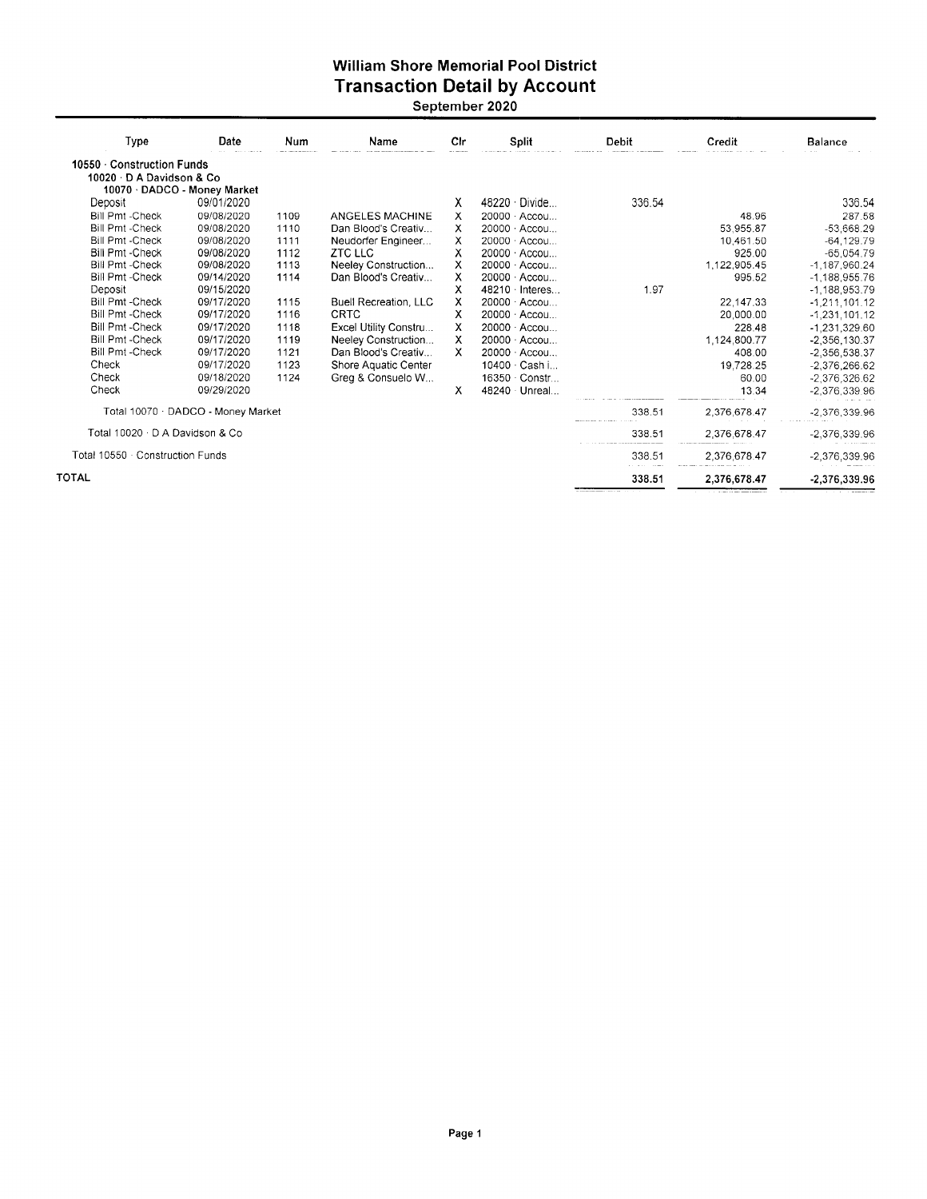# William Shore Memorial Pool District

## Transaction Detail by Account

### September 2020

| Type | Date | Num | Name | Clr | Split | Debit | Credit | Balance |
|---|---|---|---|---|---|---|---|---|
| **10550 · Construction Funds** | | | | | | | | |
| **10020 · D A Davidson & Co** | | | | | | | | |
| **10070 · DADCO - Money Market** | | | | | | | | |
| Deposit | 09/01/2020 | | | X | 48220 · Divide... | 336.54 | | 336.54 |
| Bill Pmt -Check | 09/08/2020 | 1109 | ANGELES MACHINE | X | 20000 · Accou... | | 48.96 | 287.58 |
| Bill Pmt -Check | 09/08/2020 | 1110 | Dan Blood's Creativ... | X | 20000 · Accou... | | 53,955.87 | -53,668.29 |
| Bill Pmt -Check | 09/08/2020 | 1111 | Neudorfer Engineer... | X | 20000 · Accou... | | 10,461.50 | -64,129.79 |
| Bill Pmt -Check | 09/08/2020 | 1112 | ZTC LLC | X | 20000 · Accou... | | 925.00 | -65,054.79 |
| Bill Pmt -Check | 09/08/2020 | 1113 | Neeley Construction... | X | 20000 · Accou... | | 1,122,905.45 | -1,187,960.24 |
| Bill Pmt -Check | 09/14/2020 | 1114 | Dan Blood's Creativ... | X | 20000 · Accou... | | 995.52 | -1,188,955.76 |
| Deposit | 09/15/2020 | | | X | 48210 · Interes... | 1.97 | | -1,188,953.79 |
| Bill Pmt -Check | 09/17/2020 | 1115 | Buell Recreation, LLC | X | 20000 · Accou... | | 22,147.33 | -1,211,101.12 |
| Bill Pmt -Check | 09/17/2020 | 1116 | CRTC | X | 20000 · Accou... | | 20,000.00 | -1,231,101.12 |
| Bill Pmt -Check | 09/17/2020 | 1118 | Excel Utility Constru... | X | 20000 · Accou... | | 228.48 | -1,231,329.60 |
| Bill Pmt -Check | 09/17/2020 | 1119 | Neeley Construction... | X | 20000 · Accou... | | 1,124,800.77 | -2,356,130.37 |
| Bill Pmt -Check | 09/17/2020 | 1121 | Dan Blood's Creativ... | X | 20000 · Accou... | | 408.00 | -2,356,538.37 |
| Check | 09/17/2020 | 1123 | Shore Aquatic Center | | 10400 · Cash i... | | 19,728.25 | -2,376,266.62 |
| Check | 09/18/2020 | 1124 | Greg & Consuelo W... | | 16350 · Constr... | | 60.00 | -2,376,326.62 |
| Check | 09/29/2020 | | | X | 48240 · Unreal... | | 13.34 | -2,376,339.96 |
| Total 10070 · DADCO - Money Market | | | | | | 338.51 | 2,376,678.47 | -2,376,339.96 |
| Total 10020 · D A Davidson & Co | | | | | | 338.51 | 2,376,678.47 | -2,376,339.96 |
| Total 10550 · Construction Funds | | | | | | 338.51 | 2,376,678.47 | -2,376,339.96 |
| **TOTAL** | | | | | | **338.51** | **2,376,678.47** | **-2,376,339.96** |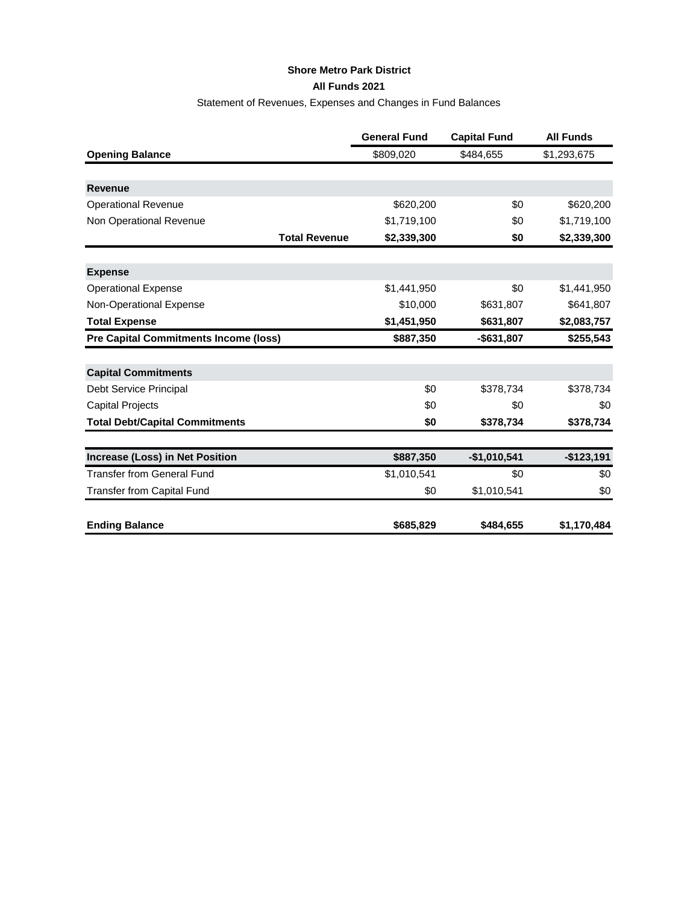**Shore Metro Park District**

**All Funds 2021**

Statement of Revenues, Expenses and Changes in Fund Balances

| | General Fund | Capital Fund | All Funds |
|---|---|---|---|
| **Opening Balance** | $809,020 | $484,655 | $1,293,675 |
| | | | |
| **Revenue** | | | |
| Operational Revenue | $620,200 | $0 | $620,200 |
| Non Operational Revenue | $1,719,100 | $0 | $1,719,100 |
| **Total Revenue** | **$2,339,300** | **$0** | **$2,339,300** |
| | | | |
| **Expense** | | | |
| Operational Expense | $1,441,950 | $0 | $1,441,950 |
| Non-Operational Expense | $10,000 | $631,807 | $641,807 |
| **Total Expense** | **$1,451,950** | **$631,807** | **$2,083,757** |
| **Pre Capital Commitments Income (loss)** | **$887,350** | **-$631,807** | **$255,543** |
| | | | |
| **Capital Commitments** | | | |
| Debt Service Principal | $0 | $378,734 | $378,734 |
| Capital Projects | $0 | $0 | $0 |
| **Total Debt/Capital Commitments** | **$0** | **$378,734** | **$378,734** |
| | | | |
| **Increase (Loss) in Net Position** | **$887,350** | **-$1,010,541** | **-$123,191** |
| Transfer from General Fund | $1,010,541 | $0 | $0 |
| Transfer from Capital Fund | $0 | $1,010,541 | $0 |
| | | | |
| **Ending Balance** | **$685,829** | **$484,655** | **$1,170,484** |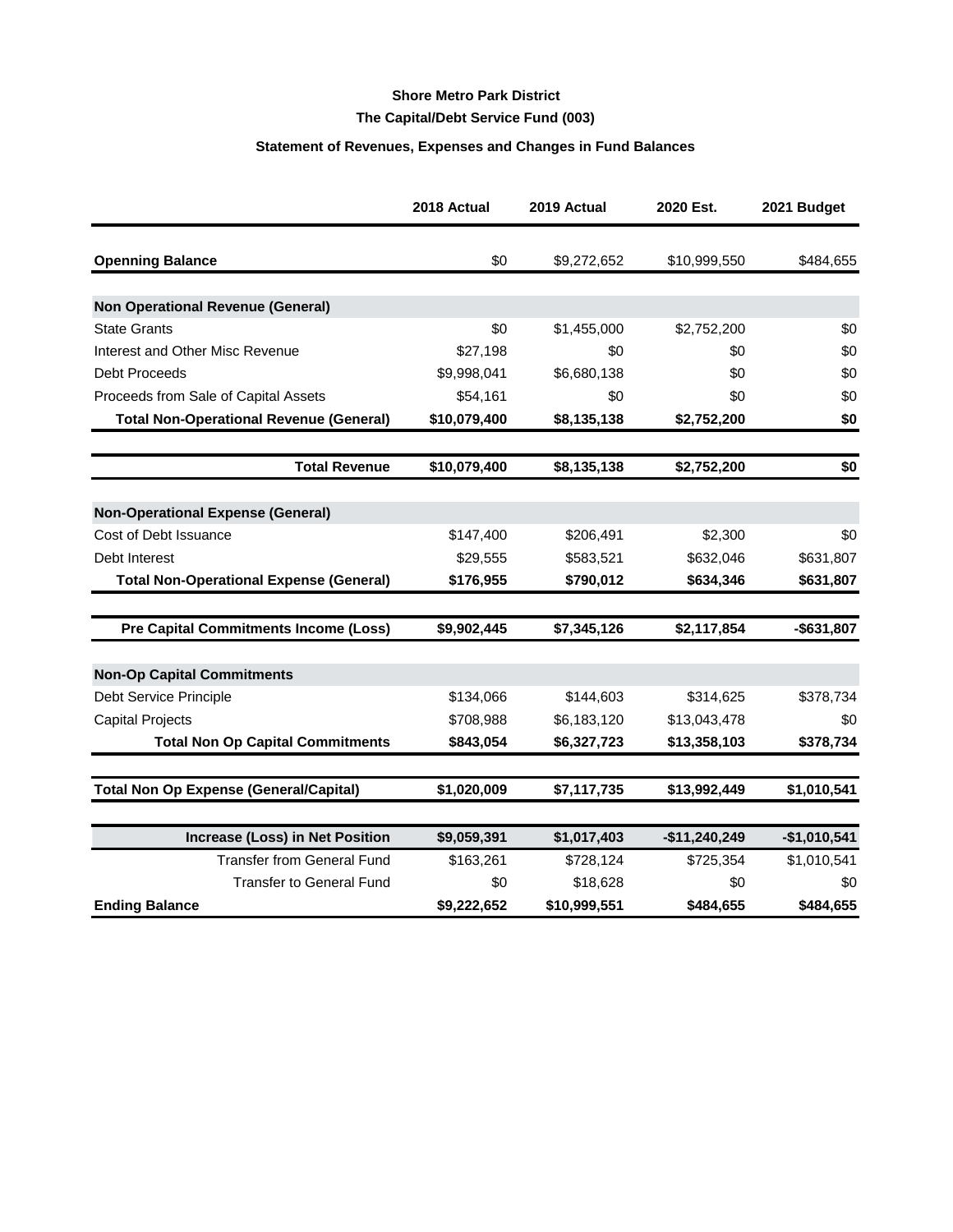**Shore Metro Park District**

**The Capital/Debt Service Fund (003)**

**Statement of Revenues, Expenses and Changes in Fund Balances**

| | 2018 Actual | 2019 Actual | 2020 Est. | 2021 Budget |
|---|---|---|---|---|
| **Openning Balance** | $0 | $9,272,652 | $10,999,550 | $484,655 |
| **Non Operational Revenue (General)** | | | | |
| State Grants | $0 | $1,455,000 | $2,752,200 | $0 |
| Interest and Other Misc Revenue | $27,198 | $0 | $0 | $0 |
| Debt Proceeds | $9,998,041 | $6,680,138 | $0 | $0 |
| Proceeds from Sale of Capital Assets | $54,161 | $0 | $0 | $0 |
| **Total Non-Operational Revenue (General)** | **$10,079,400** | **$8,135,138** | **$2,752,200** | **$0** |
| **Total Revenue** | **$10,079,400** | **$8,135,138** | **$2,752,200** | **$0** |
| **Non-Operational Expense (General)** | | | | |
| Cost of Debt Issuance | $147,400 | $206,491 | $2,300 | $0 |
| Debt Interest | $29,555 | $583,521 | $632,046 | $631,807 |
| **Total Non-Operational Expense (General)** | **$176,955** | **$790,012** | **$634,346** | **$631,807** |
| **Pre Capital Commitments Income (Loss)** | **$9,902,445** | **$7,345,126** | **$2,117,854** | **-$631,807** |
| **Non-Op Capital Commitments** | | | | |
| Debt Service Principle | $134,066 | $144,603 | $314,625 | $378,734 |
| Capital Projects | $708,988 | $6,183,120 | $13,043,478 | $0 |
| **Total Non Op Capital Commitments** | **$843,054** | **$6,327,723** | **$13,358,103** | **$378,734** |
| **Total Non Op Expense (General/Capital)** | **$1,020,009** | **$7,117,735** | **$13,992,449** | **$1,010,541** |
| **Increase (Loss) in Net Position** | **$9,059,391** | **$1,017,403** | **-$11,240,249** | **-$1,010,541** |
| Transfer from General Fund | $163,261 | $728,124 | $725,354 | $1,010,541 |
| Transfer to General Fund | $0 | $18,628 | $0 | $0 |
| **Ending Balance** | **$9,222,652** | **$10,999,551** | **$484,655** | **$484,655** |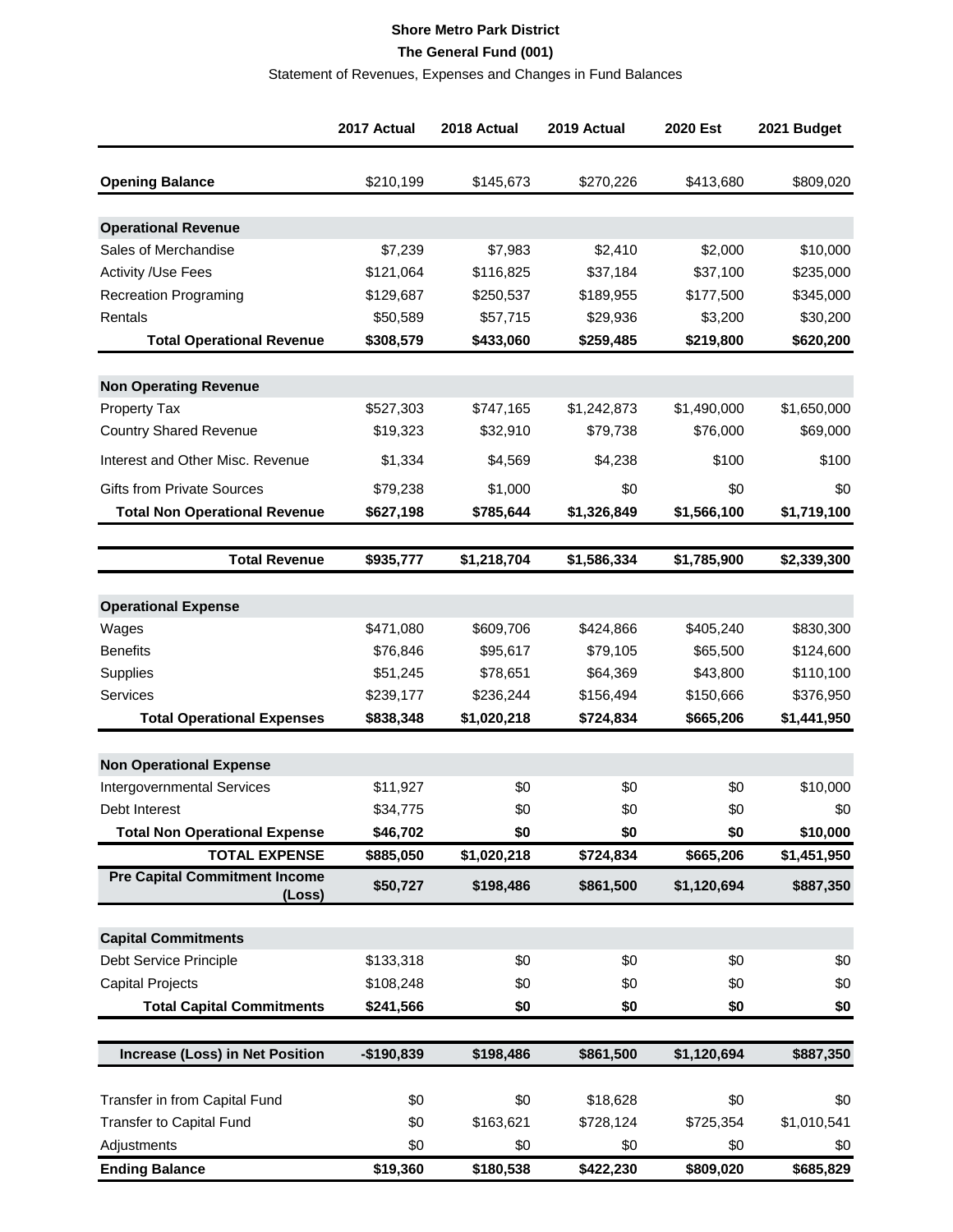**Shore Metro Park District**

**The General Fund (001)**

Statement of Revenues, Expenses and Changes in Fund Balances

| | 2017 Actual | 2018 Actual | 2019 Actual | 2020 Est | 2021 Budget |
|---|---|---|---|---|---|
| **Opening Balance** | $210,199 | $145,673 | $270,226 | $413,680 | $809,020 |
| **Operational Revenue** | | | | | |
| Sales of Merchandise | $7,239 | $7,983 | $2,410 | $2,000 | $10,000 |
| Activity /Use Fees | $121,064 | $116,825 | $37,184 | $37,100 | $235,000 |
| Recreation Programing | $129,687 | $250,537 | $189,955 | $177,500 | $345,000 |
| Rentals | $50,589 | $57,715 | $29,936 | $3,200 | $30,200 |
| **Total Operational Revenue** | **$308,579** | **$433,060** | **$259,485** | **$219,800** | **$620,200** |
| **Non Operating Revenue** | | | | | |
| Property Tax | $527,303 | $747,165 | $1,242,873 | $1,490,000 | $1,650,000 |
| Country Shared Revenue | $19,323 | $32,910 | $79,738 | $76,000 | $69,000 |
| Interest and Other Misc. Revenue | $1,334 | $4,569 | $4,238 | $100 | $100 |
| Gifts from Private Sources | $79,238 | $1,000 | $0 | $0 | $0 |
| **Total Non Operational Revenue** | **$627,198** | **$785,644** | **$1,326,849** | **$1,566,100** | **$1,719,100** |
| **Total Revenue** | **$935,777** | **$1,218,704** | **$1,586,334** | **$1,785,900** | **$2,339,300** |
| **Operational Expense** | | | | | |
| Wages | $471,080 | $609,706 | $424,866 | $405,240 | $830,300 |
| Benefits | $76,846 | $95,617 | $79,105 | $65,500 | $124,600 |
| Supplies | $51,245 | $78,651 | $64,369 | $43,800 | $110,100 |
| Services | $239,177 | $236,244 | $156,494 | $150,666 | $376,950 |
| **Total Operational Expenses** | **$838,348** | **$1,020,218** | **$724,834** | **$665,206** | **$1,441,950** |
| **Non Operational Expense** | | | | | |
| Intergovernmental Services | $11,927 | $0 | $0 | $0 | $10,000 |
| Debt Interest | $34,775 | $0 | $0 | $0 | $0 |
| **Total Non Operational Expense** | **$46,702** | **$0** | **$0** | **$0** | **$10,000** |
| **TOTAL EXPENSE** | **$885,050** | **$1,020,218** | **$724,834** | **$665,206** | **$1,451,950** |
| **Pre Capital Commitment Income (Loss)** | **$50,727** | **$198,486** | **$861,500** | **$1,120,694** | **$887,350** |
| **Capital Commitments** | | | | | |
| Debt Service Principle | $133,318 | $0 | $0 | $0 | $0 |
| Capital Projects | $108,248 | $0 | $0 | $0 | $0 |
| **Total Capital Commitments** | **$241,566** | **$0** | **$0** | **$0** | **$0** |
| **Increase (Loss) in Net Position** | **-$190,839** | **$198,486** | **$861,500** | **$1,120,694** | **$887,350** |
| Transfer in from Capital Fund | $0 | $0 | $18,628 | $0 | $0 |
| Transfer to Capital Fund | $0 | $163,621 | $728,124 | $725,354 | $1,010,541 |
| Adjustments | $0 | $0 | $0 | $0 | $0 |
| **Ending Balance** | **$19,360** | **$180,538** | **$422,230** | **$809,020** | **$685,829** |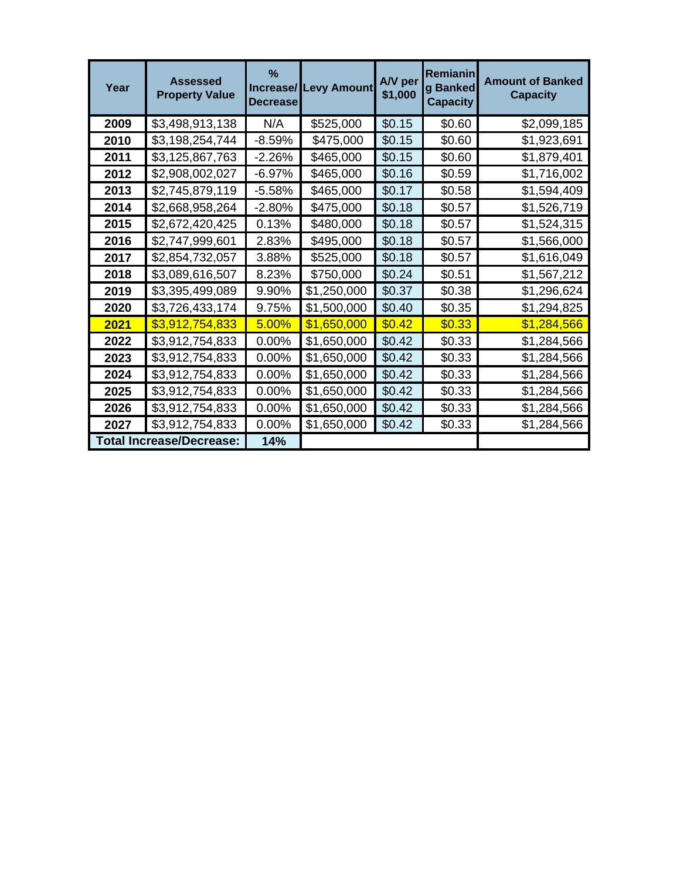| Year | Assessed Property Value | % Increase/ Decrease | Levy Amount | A/V per $1,000 | Remianing Banked Capacity | Amount of Banked Capacity |
|---|---|---|---|---|---|---|
| 2009 | $3,498,913,138 | N/A | $525,000 | $0.15 | $0.60 | $2,099,185 |
| 2010 | $3,198,254,744 | -8.59% | $475,000 | $0.15 | $0.60 | $1,923,691 |
| 2011 | $3,125,867,763 | -2.26% | $465,000 | $0.15 | $0.60 | $1,879,401 |
| 2012 | $2,908,002,027 | -6.97% | $465,000 | $0.16 | $0.59 | $1,716,002 |
| 2013 | $2,745,879,119 | -5.58% | $465,000 | $0.17 | $0.58 | $1,594,409 |
| 2014 | $2,668,958,264 | -2.80% | $475,000 | $0.18 | $0.57 | $1,526,719 |
| 2015 | $2,672,420,425 | 0.13% | $480,000 | $0.18 | $0.57 | $1,524,315 |
| 2016 | $2,747,999,601 | 2.83% | $495,000 | $0.18 | $0.57 | $1,566,000 |
| 2017 | $2,854,732,057 | 3.88% | $525,000 | $0.18 | $0.57 | $1,616,049 |
| 2018 | $3,089,616,507 | 8.23% | $750,000 | $0.24 | $0.51 | $1,567,212 |
| 2019 | $3,395,499,089 | 9.90% | $1,250,000 | $0.37 | $0.38 | $1,296,624 |
| 2020 | $3,726,433,174 | 9.75% | $1,500,000 | $0.40 | $0.35 | $1,294,825 |
| 2021 | $3,912,754,833 | 5.00% | $1,650,000 | $0.42 | $0.33 | $1,284,566 |
| 2022 | $3,912,754,833 | 0.00% | $1,650,000 | $0.42 | $0.33 | $1,284,566 |
| 2023 | $3,912,754,833 | 0.00% | $1,650,000 | $0.42 | $0.33 | $1,284,566 |
| 2024 | $3,912,754,833 | 0.00% | $1,650,000 | $0.42 | $0.33 | $1,284,566 |
| 2025 | $3,912,754,833 | 0.00% | $1,650,000 | $0.42 | $0.33 | $1,284,566 |
| 2026 | $3,912,754,833 | 0.00% | $1,650,000 | $0.42 | $0.33 | $1,284,566 |
| 2027 | $3,912,754,833 | 0.00% | $1,650,000 | $0.42 | $0.33 | $1,284,566 |
| **Total Increase/Decrease:** | | **14%** | | | | |